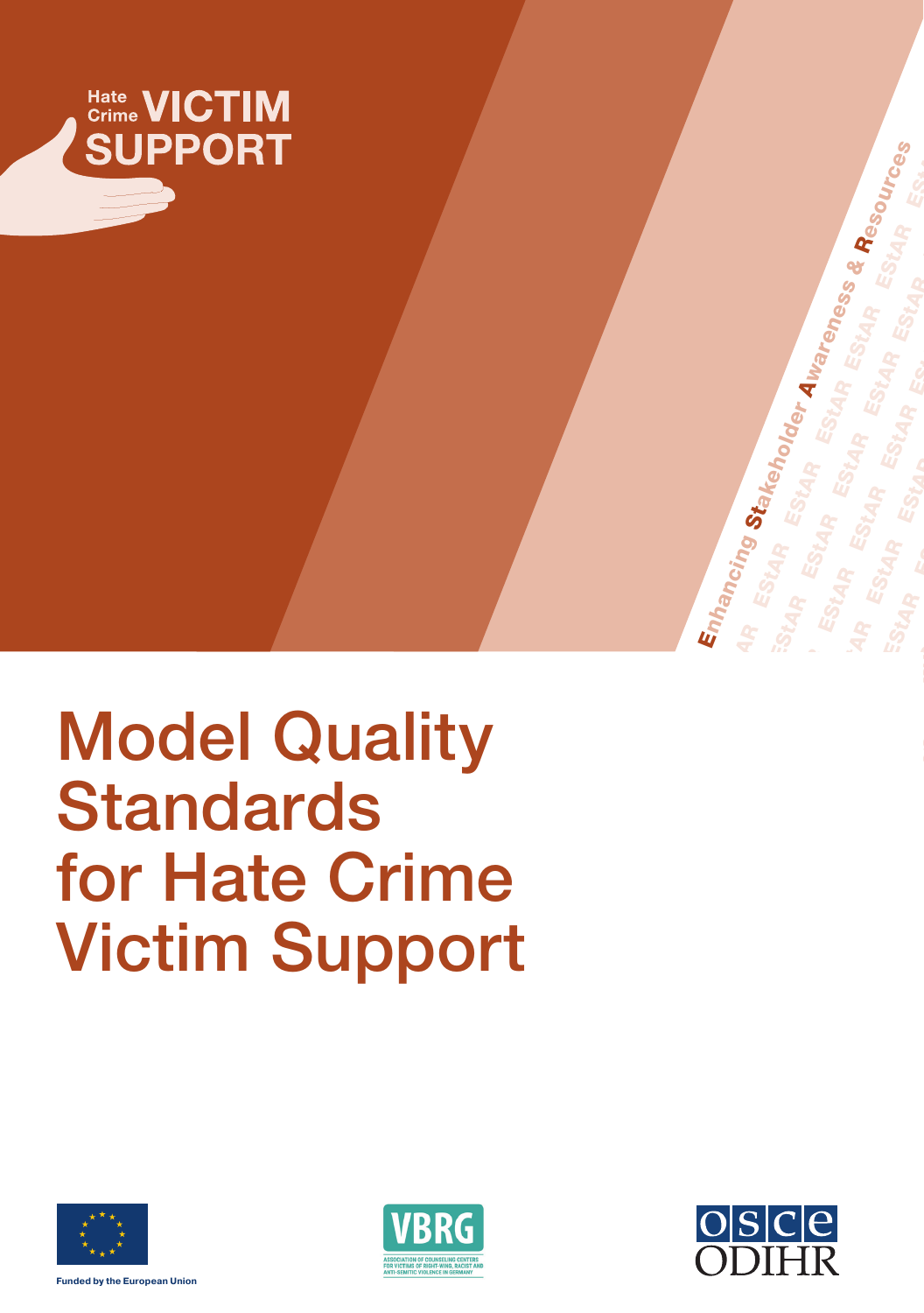Hate Crime VICTIM SUPPORT

Enhancing Stakeholder Awareness & Resources

# Model Quality Standards for Hate Crime Victim Support

Funded by the European Union

VBRG
ASSOCIATION OF COUNSELING CENTERS FOR VICTIMS OF RIGHT-WING, RACIST AND ANTI-SEMITIC VIOLENCE IN GERMANY

OSCE ODIHR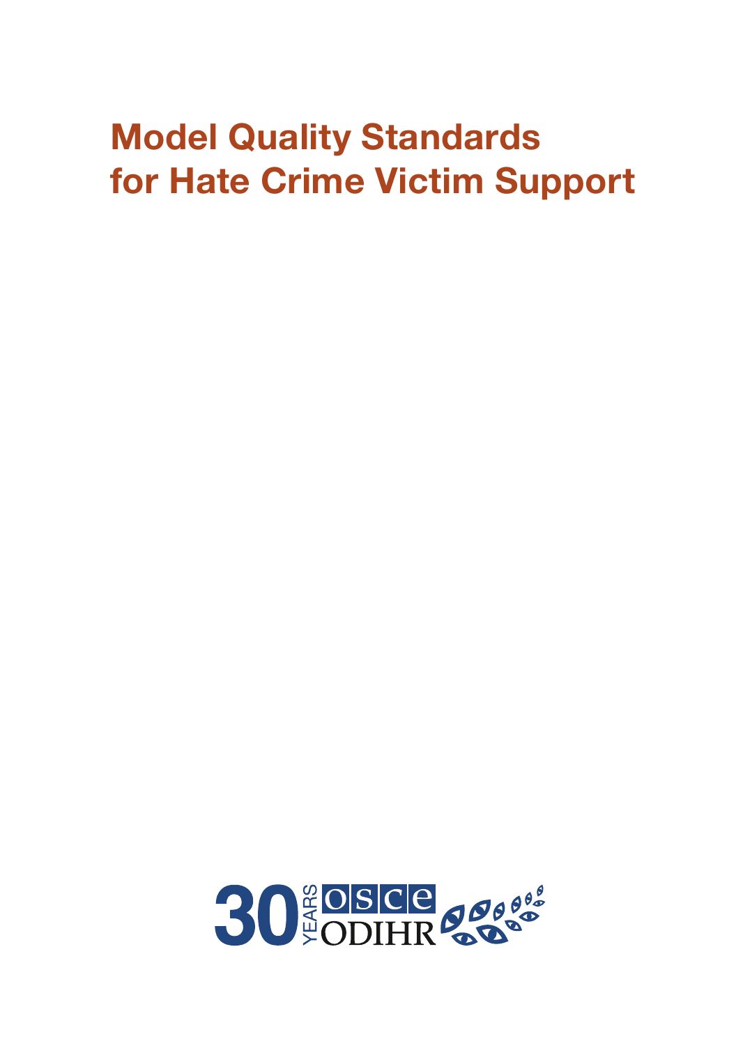# Model Quality Standards for Hate Crime Victim Support

30 YEARS OSCE ODIHR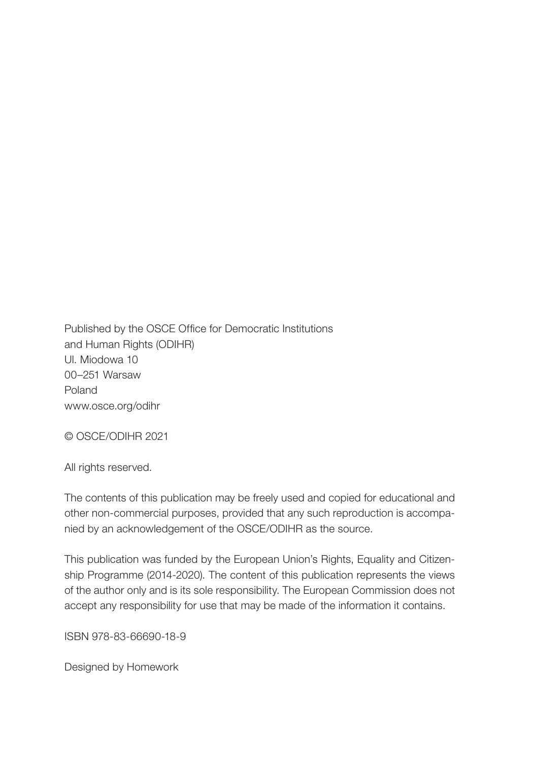Published by the OSCE Office for Democratic Institutions
and Human Rights (ODIHR)
Ul. Miodowa 10
00–251 Warsaw
Poland
www.osce.org/odihr

© OSCE/ODIHR 2021

All rights reserved.

The contents of this publication may be freely used and copied for educational and other non-commercial purposes, provided that any such reproduction is accompanied by an acknowledgement of the OSCE/ODIHR as the source.

This publication was funded by the European Union's Rights, Equality and Citizenship Programme (2014-2020). The content of this publication represents the views of the author only and is its sole responsibility. The European Commission does not accept any responsibility for use that may be made of the information it contains.

ISBN 978-83-66690-18-9

Designed by Homework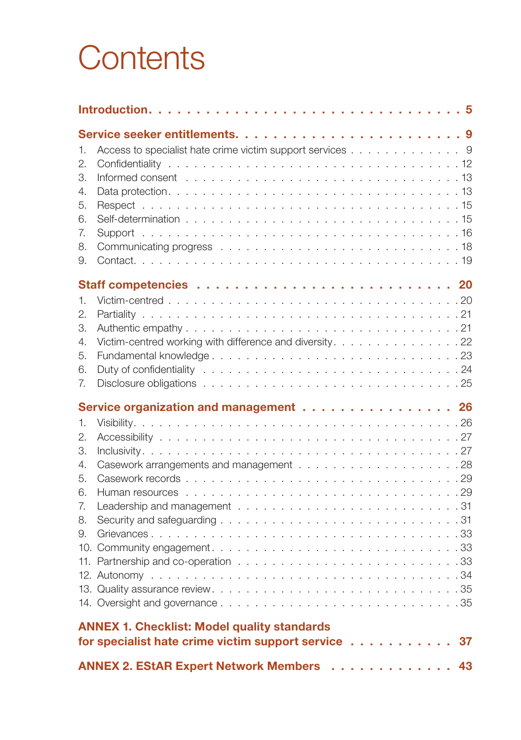# Contents

**Introduction** . . . . . . . . . . 5

**Service seeker entitlements** . . . . . . . . . . 9

1. Access to specialist hate crime victim support services . . . . . 9
2. Confidentiality . . . . . 12
3. Informed consent . . . . . 13
4. Data protection . . . . . 13
5. Respect . . . . . 15
6. Self-determination . . . . . 15
7. Support . . . . . 16
8. Communicating progress . . . . . 18
9. Contact . . . . . 19

**Staff competencies** . . . . . . . . . . 20

1. Victim-centred . . . . . 20
2. Partiality . . . . . 21
3. Authentic empathy . . . . . 21
4. Victim-centred working with difference and diversity . . . . . 22
5. Fundamental knowledge . . . . . 23
6. Duty of confidentiality . . . . . 24
7. Disclosure obligations . . . . . 25

**Service organization and management** . . . . . . . . . . 26

1. Visibility . . . . . 26
2. Accessibility . . . . . 27
3. Inclusivity . . . . . 27
4. Casework arrangements and management . . . . . 28
5. Casework records . . . . . 29
6. Human resources . . . . . 29
7. Leadership and management . . . . . 31
8. Security and safeguarding . . . . . 31
9. Grievances . . . . . 33
10. Community engagement . . . . . 33
11. Partnership and co-operation . . . . . 33
12. Autonomy . . . . . 34
13. Quality assurance review . . . . . 35
14. Oversight and governance . . . . . 35

**ANNEX 1. Checklist: Model quality standards for specialist hate crime victim support service** . . . . . . . . . . 37

**ANNEX 2. EStAR Expert Network Members** . . . . . . . . . . 43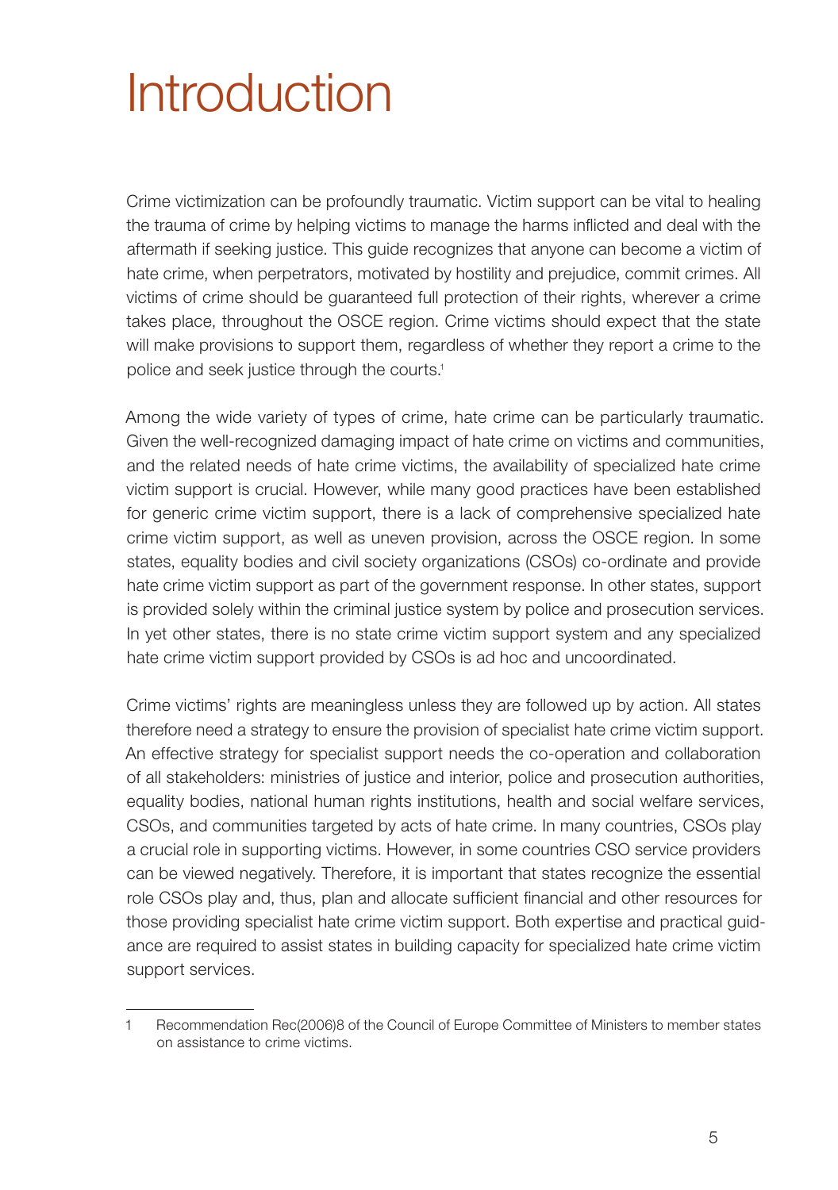# Introduction

Crime victimization can be profoundly traumatic. Victim support can be vital to healing the trauma of crime by helping victims to manage the harms inflicted and deal with the aftermath if seeking justice. This guide recognizes that anyone can become a victim of hate crime, when perpetrators, motivated by hostility and prejudice, commit crimes. All victims of crime should be guaranteed full protection of their rights, wherever a crime takes place, throughout the OSCE region. Crime victims should expect that the state will make provisions to support them, regardless of whether they report a crime to the police and seek justice through the courts.[1]

Among the wide variety of types of crime, hate crime can be particularly traumatic. Given the well-recognized damaging impact of hate crime on victims and communities, and the related needs of hate crime victims, the availability of specialized hate crime victim support is crucial. However, while many good practices have been established for generic crime victim support, there is a lack of comprehensive specialized hate crime victim support, as well as uneven provision, across the OSCE region. In some states, equality bodies and civil society organizations (CSOs) co-ordinate and provide hate crime victim support as part of the government response. In other states, support is provided solely within the criminal justice system by police and prosecution services. In yet other states, there is no state crime victim support system and any specialized hate crime victim support provided by CSOs is ad hoc and uncoordinated.

Crime victims' rights are meaningless unless they are followed up by action. All states therefore need a strategy to ensure the provision of specialist hate crime victim support. An effective strategy for specialist support needs the co-operation and collaboration of all stakeholders: ministries of justice and interior, police and prosecution authorities, equality bodies, national human rights institutions, health and social welfare services, CSOs, and communities targeted by acts of hate crime. In many countries, CSOs play a crucial role in supporting victims. However, in some countries CSO service providers can be viewed negatively. Therefore, it is important that states recognize the essential role CSOs play and, thus, plan and allocate sufficient financial and other resources for those providing specialist hate crime victim support. Both expertise and practical guidance are required to assist states in building capacity for specialized hate crime victim support services.

1 Recommendation Rec(2006)8 of the Council of Europe Committee of Ministers to member states on assistance to crime victims.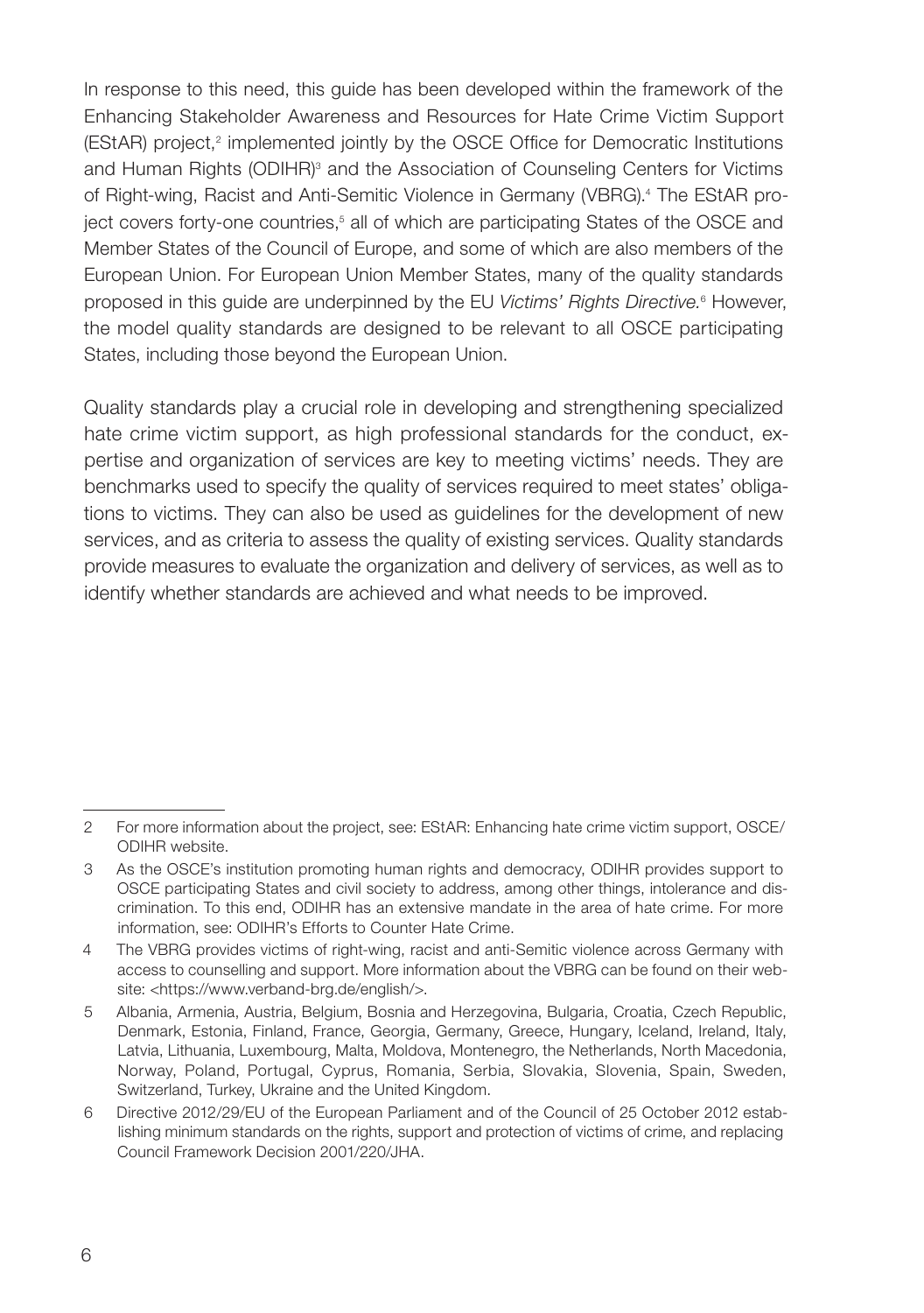In response to this need, this guide has been developed within the framework of the Enhancing Stakeholder Awareness and Resources for Hate Crime Victim Support (EStAR) project,[2] implemented jointly by the OSCE Office for Democratic Institutions and Human Rights (ODIHR)[3] and the Association of Counseling Centers for Victims of Right-wing, Racist and Anti-Semitic Violence in Germany (VBRG).[4] The EStAR project covers forty-one countries,[5] all of which are participating States of the OSCE and Member States of the Council of Europe, and some of which are also members of the European Union. For European Union Member States, many of the quality standards proposed in this guide are underpinned by the EU *Victims' Rights Directive*.[6] However, the model quality standards are designed to be relevant to all OSCE participating States, including those beyond the European Union.

Quality standards play a crucial role in developing and strengthening specialized hate crime victim support, as high professional standards for the conduct, expertise and organization of services are key to meeting victims' needs. They are benchmarks used to specify the quality of services required to meet states' obligations to victims. They can also be used as guidelines for the development of new services, and as criteria to assess the quality of existing services. Quality standards provide measures to evaluate the organization and delivery of services, as well as to identify whether standards are achieved and what needs to be improved.

---

2 For more information about the project, see: EStAR: Enhancing hate crime victim support, OSCE/ODIHR website.

3 As the OSCE's institution promoting human rights and democracy, ODIHR provides support to OSCE participating States and civil society to address, among other things, intolerance and discrimination. To this end, ODIHR has an extensive mandate in the area of hate crime. For more information, see: ODIHR's Efforts to Counter Hate Crime.

4 The VBRG provides victims of right-wing, racist and anti-Semitic violence across Germany with access to counselling and support. More information about the VBRG can be found on their website: <https://www.verband-brg.de/english/>.

5 Albania, Armenia, Austria, Belgium, Bosnia and Herzegovina, Bulgaria, Croatia, Czech Republic, Denmark, Estonia, Finland, France, Georgia, Germany, Greece, Hungary, Iceland, Ireland, Italy, Latvia, Lithuania, Luxembourg, Malta, Moldova, Montenegro, the Netherlands, North Macedonia, Norway, Poland, Portugal, Cyprus, Romania, Serbia, Slovakia, Slovenia, Spain, Sweden, Switzerland, Turkey, Ukraine and the United Kingdom.

6 Directive 2012/29/EU of the European Parliament and of the Council of 25 October 2012 establishing minimum standards on the rights, support and protection of victims of crime, and replacing Council Framework Decision 2001/220/JHA.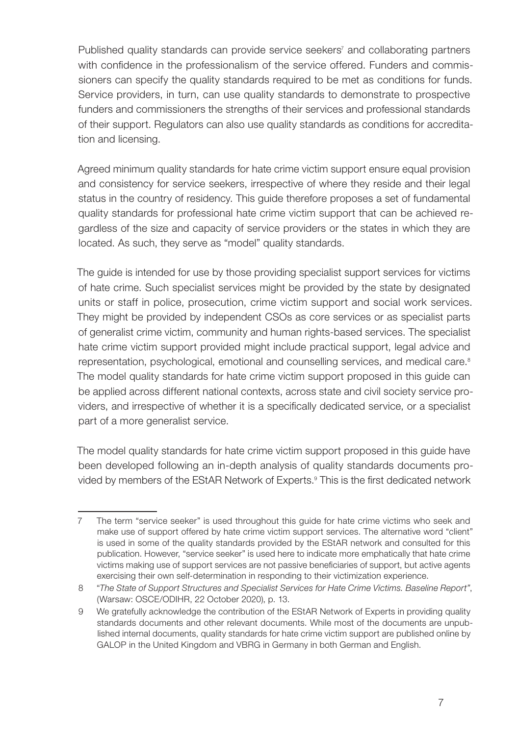Published quality standards can provide service seekers[7] and collaborating partners with confidence in the professionalism of the service offered. Funders and commissioners can specify the quality standards required to be met as conditions for funds. Service providers, in turn, can use quality standards to demonstrate to prospective funders and commissioners the strengths of their services and professional standards of their support. Regulators can also use quality standards as conditions for accreditation and licensing.

Agreed minimum quality standards for hate crime victim support ensure equal provision and consistency for service seekers, irrespective of where they reside and their legal status in the country of residency. This guide therefore proposes a set of fundamental quality standards for professional hate crime victim support that can be achieved regardless of the size and capacity of service providers or the states in which they are located. As such, they serve as "model" quality standards.

The guide is intended for use by those providing specialist support services for victims of hate crime. Such specialist services might be provided by the state by designated units or staff in police, prosecution, crime victim support and social work services. They might be provided by independent CSOs as core services or as specialist parts of generalist crime victim, community and human rights-based services. The specialist hate crime victim support provided might include practical support, legal advice and representation, psychological, emotional and counselling services, and medical care.[8] The model quality standards for hate crime victim support proposed in this guide can be applied across different national contexts, across state and civil society service providers, and irrespective of whether it is a specifically dedicated service, or a specialist part of a more generalist service.

The model quality standards for hate crime victim support proposed in this guide have been developed following an in-depth analysis of quality standards documents provided by members of the EStAR Network of Experts.[9] This is the first dedicated network

---

7 The term "service seeker" is used throughout this guide for hate crime victims who seek and make use of support offered by hate crime victim support services. The alternative word "client" is used in some of the quality standards provided by the EStAR network and consulted for this publication. However, "service seeker" is used here to indicate more emphatically that hate crime victims making use of support services are not passive beneficiaries of support, but active agents exercising their own self-determination in responding to their victimization experience.

8 "*The State of Support Structures and Specialist Services for Hate Crime Victims. Baseline Report"*, (Warsaw: OSCE/ODIHR, 22 October 2020), p. 13.

9 We gratefully acknowledge the contribution of the EStAR Network of Experts in providing quality standards documents and other relevant documents. While most of the documents are unpublished internal documents, quality standards for hate crime victim support are published online by GALOP in the United Kingdom and VBRG in Germany in both German and English.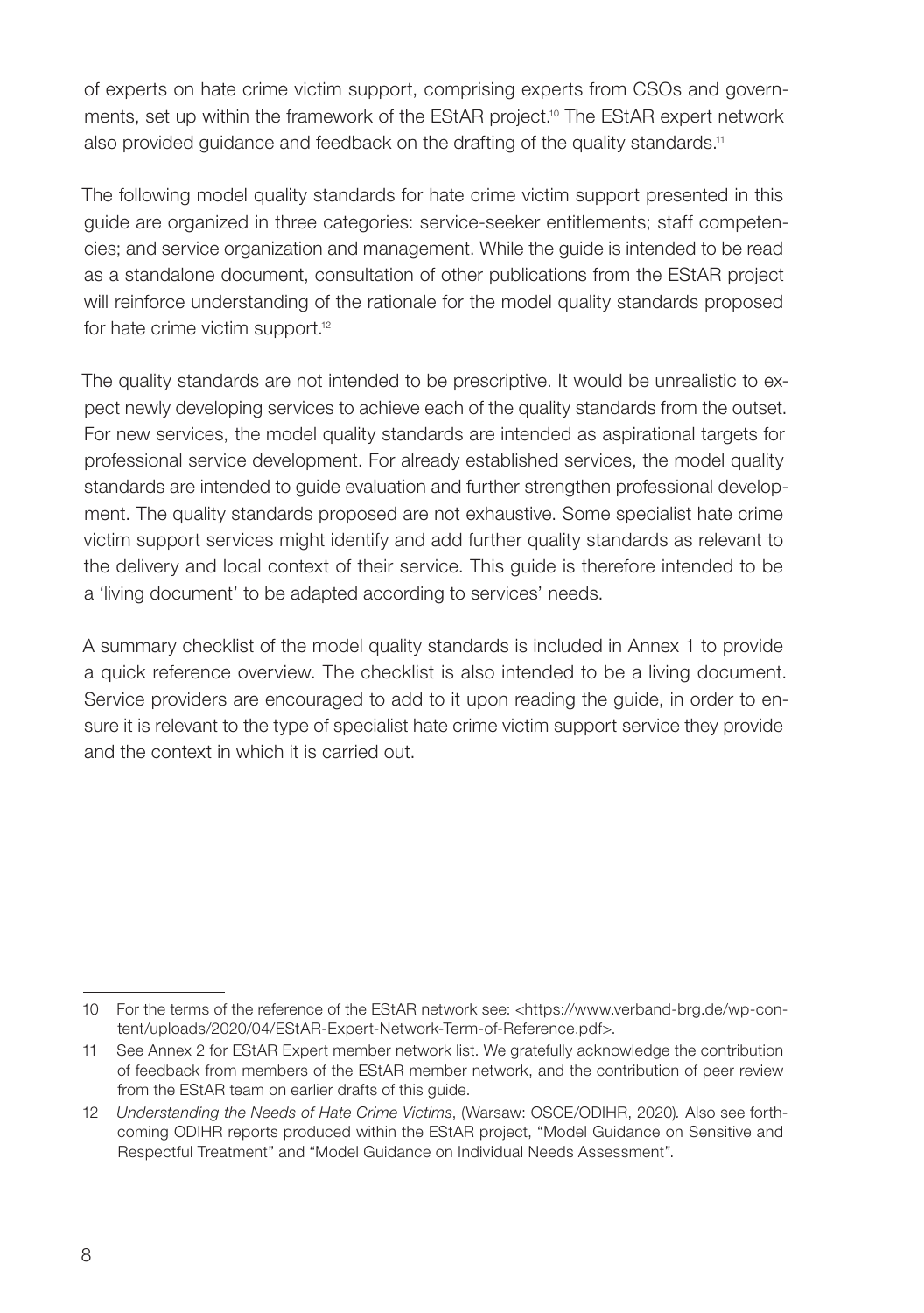of experts on hate crime victim support, comprising experts from CSOs and governments, set up within the framework of the EStAR project.[10] The EStAR expert network also provided guidance and feedback on the drafting of the quality standards.[11]

The following model quality standards for hate crime victim support presented in this guide are organized in three categories: service-seeker entitlements; staff competencies; and service organization and management. While the guide is intended to be read as a standalone document, consultation of other publications from the EStAR project will reinforce understanding of the rationale for the model quality standards proposed for hate crime victim support.[12]

The quality standards are not intended to be prescriptive. It would be unrealistic to expect newly developing services to achieve each of the quality standards from the outset. For new services, the model quality standards are intended as aspirational targets for professional service development. For already established services, the model quality standards are intended to guide evaluation and further strengthen professional development. The quality standards proposed are not exhaustive. Some specialist hate crime victim support services might identify and add further quality standards as relevant to the delivery and local context of their service. This guide is therefore intended to be a 'living document' to be adapted according to services' needs.

A summary checklist of the model quality standards is included in Annex 1 to provide a quick reference overview. The checklist is also intended to be a living document. Service providers are encouraged to add to it upon reading the guide, in order to ensure it is relevant to the type of specialist hate crime victim support service they provide and the context in which it is carried out.

---

10 For the terms of the reference of the EStAR network see: <https://www.verband-brg.de/wp-content/uploads/2020/04/EStAR-Expert-Network-Term-of-Reference.pdf>.

11 See Annex 2 for EStAR Expert member network list. We gratefully acknowledge the contribution of feedback from members of the EStAR member network, and the contribution of peer review from the EStAR team on earlier drafts of this guide.

12 *Understanding the Needs of Hate Crime Victims*, (Warsaw: OSCE/ODIHR, 2020). Also see forthcoming ODIHR reports produced within the EStAR project, "Model Guidance on Sensitive and Respectful Treatment" and "Model Guidance on Individual Needs Assessment".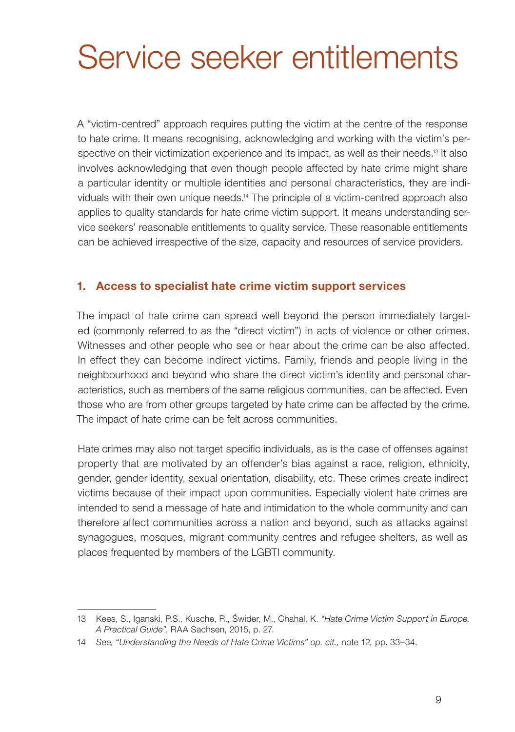# Service seeker entitlements

A "victim-centred" approach requires putting the victim at the centre of the response to hate crime. It means recognising, acknowledging and working with the victim's perspective on their victimization experience and its impact, as well as their needs.[13] It also involves acknowledging that even though people affected by hate crime might share a particular identity or multiple identities and personal characteristics, they are individuals with their own unique needs.[14] The principle of a victim-centred approach also applies to quality standards for hate crime victim support. It means understanding service seekers' reasonable entitlements to quality service. These reasonable entitlements can be achieved irrespective of the size, capacity and resources of service providers.

## 1. Access to specialist hate crime victim support services

The impact of hate crime can spread well beyond the person immediately targeted (commonly referred to as the "direct victim") in acts of violence or other crimes. Witnesses and other people who see or hear about the crime can be also affected. In effect they can become indirect victims. Family, friends and people living in the neighbourhood and beyond who share the direct victim's identity and personal characteristics, such as members of the same religious communities, can be affected. Even those who are from other groups targeted by hate crime can be affected by the crime. The impact of hate crime can be felt across communities.

Hate crimes may also not target specific individuals, as is the case of offenses against property that are motivated by an offender's bias against a race, religion, ethnicity, gender, gender identity, sexual orientation, disability, etc. These crimes create indirect victims because of their impact upon communities. Especially violent hate crimes are intended to send a message of hate and intimidation to the whole community and can therefore affect communities across a nation and beyond, such as attacks against synagogues, mosques, migrant community centres and refugee shelters, as well as places frequented by members of the LGBTI community.

---

13 Kees, S., Iganski, P.S., Kusche, R., Świder, M., Chahal, K. *"Hate Crime Victim Support in Europe. A Practical Guide"*, RAA Sachsen, 2015, p. 27.

14 *See,* "*Understanding the Needs of Hate Crime Victims" op. cit.,* note 12*,* pp. 33–34.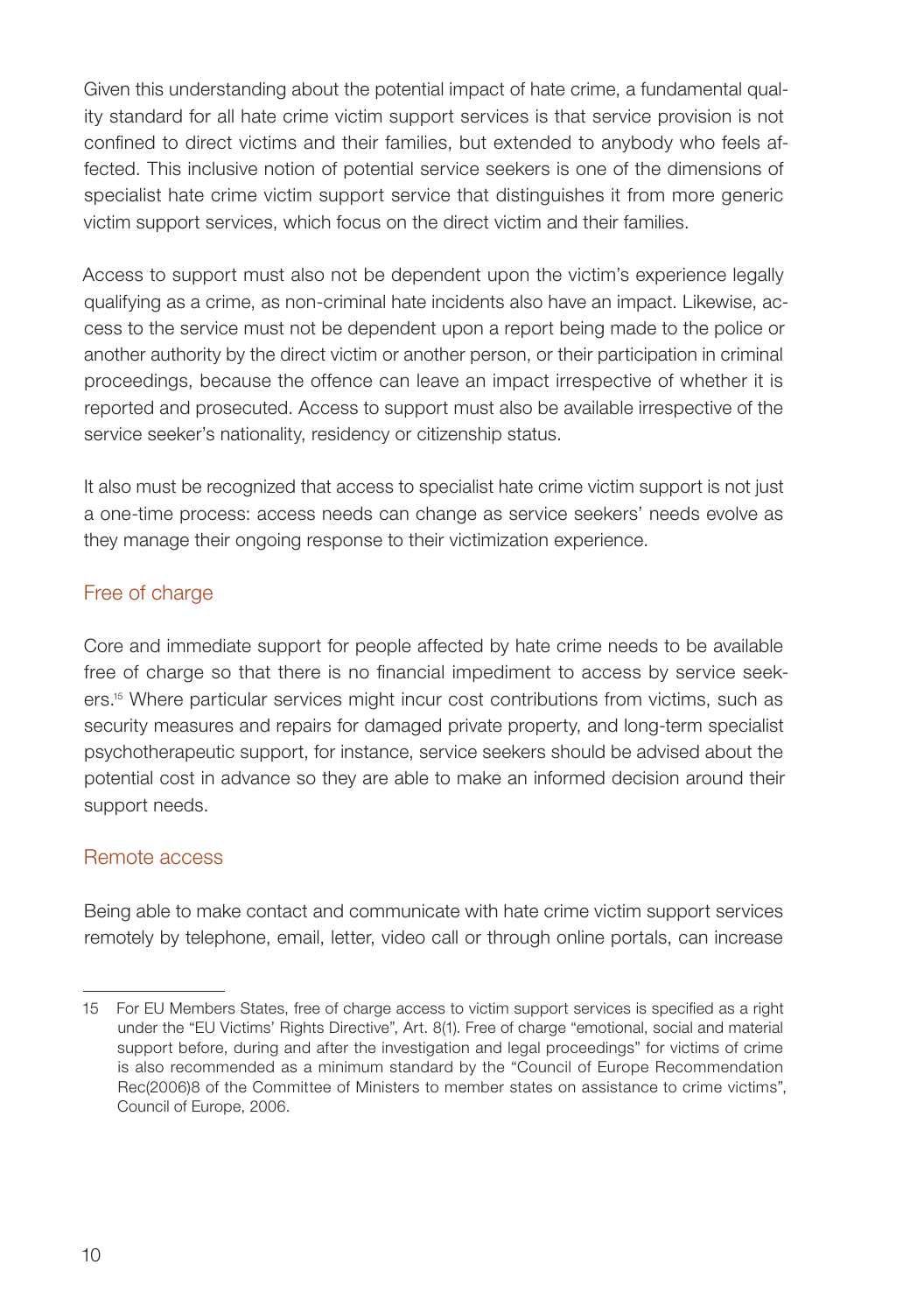Given this understanding about the potential impact of hate crime, a fundamental quality standard for all hate crime victim support services is that service provision is not confined to direct victims and their families, but extended to anybody who feels affected. This inclusive notion of potential service seekers is one of the dimensions of specialist hate crime victim support service that distinguishes it from more generic victim support services, which focus on the direct victim and their families.

Access to support must also not be dependent upon the victim's experience legally qualifying as a crime, as non-criminal hate incidents also have an impact. Likewise, access to the service must not be dependent upon a report being made to the police or another authority by the direct victim or another person, or their participation in criminal proceedings, because the offence can leave an impact irrespective of whether it is reported and prosecuted. Access to support must also be available irrespective of the service seeker's nationality, residency or citizenship status.

It also must be recognized that access to specialist hate crime victim support is not just a one-time process: access needs can change as service seekers' needs evolve as they manage their ongoing response to their victimization experience.

### Free of charge

Core and immediate support for people affected by hate crime needs to be available free of charge so that there is no financial impediment to access by service seekers.[15] Where particular services might incur cost contributions from victims, such as security measures and repairs for damaged private property, and long-term specialist psychotherapeutic support, for instance, service seekers should be advised about the potential cost in advance so they are able to make an informed decision around their support needs.

### Remote access

Being able to make contact and communicate with hate crime victim support services remotely by telephone, email, letter, video call or through online portals, can increase

---

15 For EU Members States, free of charge access to victim support services is specified as a right under the "EU Victims' Rights Directive", Art. 8(1). Free of charge "emotional, social and material support before, during and after the investigation and legal proceedings" for victims of crime is also recommended as a minimum standard by the "Council of Europe Recommendation Rec(2006)8 of the Committee of Ministers to member states on assistance to crime victims", Council of Europe, 2006.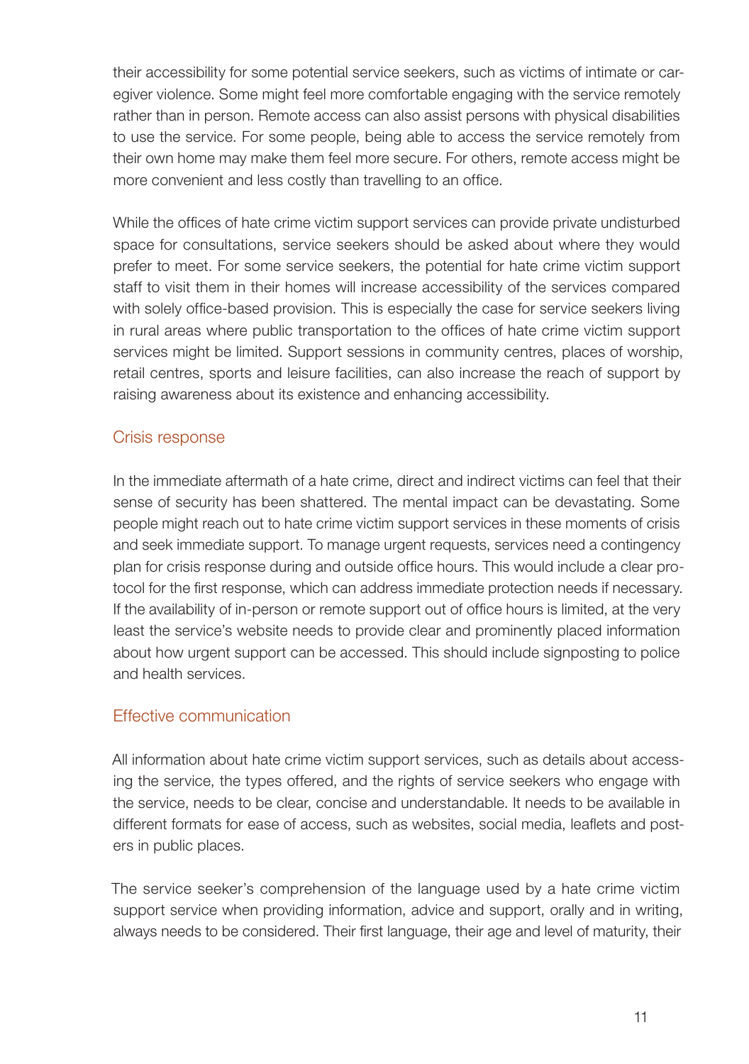their accessibility for some potential service seekers, such as victims of intimate or caregiver violence. Some might feel more comfortable engaging with the service remotely rather than in person. Remote access can also assist persons with physical disabilities to use the service. For some people, being able to access the service remotely from their own home may make them feel more secure. For others, remote access might be more convenient and less costly than travelling to an office.

While the offices of hate crime victim support services can provide private undisturbed space for consultations, service seekers should be asked about where they would prefer to meet. For some service seekers, the potential for hate crime victim support staff to visit them in their homes will increase accessibility of the services compared with solely office-based provision. This is especially the case for service seekers living in rural areas where public transportation to the offices of hate crime victim support services might be limited. Support sessions in community centres, places of worship, retail centres, sports and leisure facilities, can also increase the reach of support by raising awareness about its existence and enhancing accessibility.

### Crisis response

In the immediate aftermath of a hate crime, direct and indirect victims can feel that their sense of security has been shattered. The mental impact can be devastating. Some people might reach out to hate crime victim support services in these moments of crisis and seek immediate support. To manage urgent requests, services need a contingency plan for crisis response during and outside office hours. This would include a clear protocol for the first response, which can address immediate protection needs if necessary. If the availability of in-person or remote support out of office hours is limited, at the very least the service's website needs to provide clear and prominently placed information about how urgent support can be accessed. This should include signposting to police and health services.

### Effective communication

All information about hate crime victim support services, such as details about accessing the service, the types offered, and the rights of service seekers who engage with the service, needs to be clear, concise and understandable. It needs to be available in different formats for ease of access, such as websites, social media, leaflets and posters in public places.

The service seeker's comprehension of the language used by a hate crime victim support service when providing information, advice and support, orally and in writing, always needs to be considered. Their first language, their age and level of maturity, their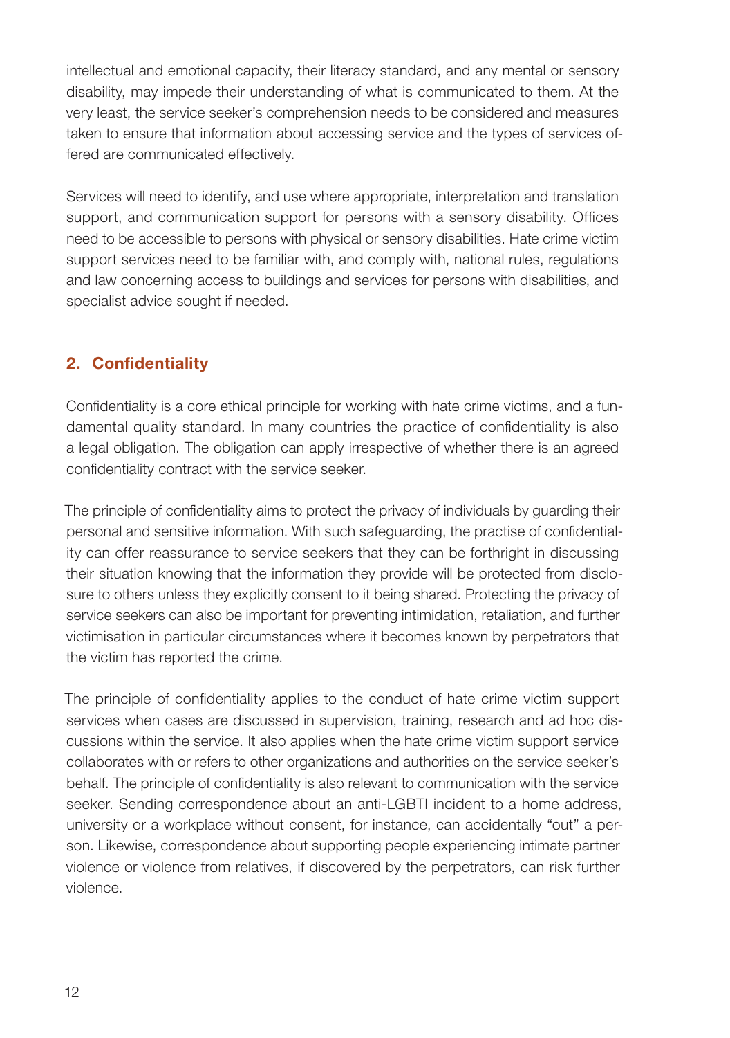intellectual and emotional capacity, their literacy standard, and any mental or sensory disability, may impede their understanding of what is communicated to them. At the very least, the service seeker's comprehension needs to be considered and measures taken to ensure that information about accessing service and the types of services offered are communicated effectively.

Services will need to identify, and use where appropriate, interpretation and translation support, and communication support for persons with a sensory disability. Offices need to be accessible to persons with physical or sensory disabilities. Hate crime victim support services need to be familiar with, and comply with, national rules, regulations and law concerning access to buildings and services for persons with disabilities, and specialist advice sought if needed.

## 2. Confidentiality

Confidentiality is a core ethical principle for working with hate crime victims, and a fundamental quality standard. In many countries the practice of confidentiality is also a legal obligation. The obligation can apply irrespective of whether there is an agreed confidentiality contract with the service seeker.

The principle of confidentiality aims to protect the privacy of individuals by guarding their personal and sensitive information. With such safeguarding, the practise of confidentiality can offer reassurance to service seekers that they can be forthright in discussing their situation knowing that the information they provide will be protected from disclosure to others unless they explicitly consent to it being shared. Protecting the privacy of service seekers can also be important for preventing intimidation, retaliation, and further victimisation in particular circumstances where it becomes known by perpetrators that the victim has reported the crime.

The principle of confidentiality applies to the conduct of hate crime victim support services when cases are discussed in supervision, training, research and ad hoc discussions within the service. It also applies when the hate crime victim support service collaborates with or refers to other organizations and authorities on the service seeker's behalf. The principle of confidentiality is also relevant to communication with the service seeker. Sending correspondence about an anti-LGBTI incident to a home address, university or a workplace without consent, for instance, can accidentally "out" a person. Likewise, correspondence about supporting people experiencing intimate partner violence or violence from relatives, if discovered by the perpetrators, can risk further violence.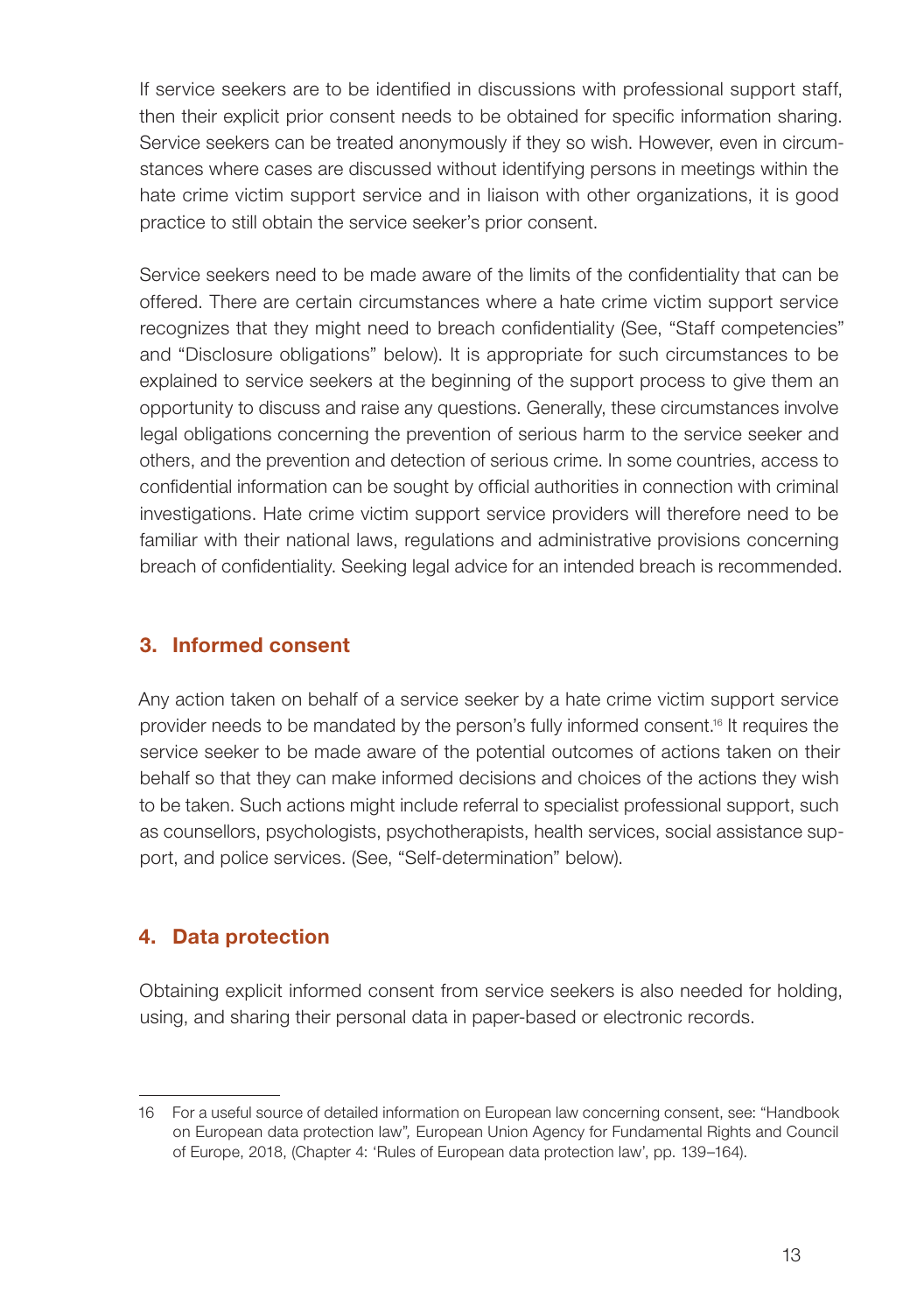If service seekers are to be identified in discussions with professional support staff, then their explicit prior consent needs to be obtained for specific information sharing. Service seekers can be treated anonymously if they so wish. However, even in circumstances where cases are discussed without identifying persons in meetings within the hate crime victim support service and in liaison with other organizations, it is good practice to still obtain the service seeker's prior consent.

Service seekers need to be made aware of the limits of the confidentiality that can be offered. There are certain circumstances where a hate crime victim support service recognizes that they might need to breach confidentiality (See, "Staff competencies" and "Disclosure obligations" below). It is appropriate for such circumstances to be explained to service seekers at the beginning of the support process to give them an opportunity to discuss and raise any questions. Generally, these circumstances involve legal obligations concerning the prevention of serious harm to the service seeker and others, and the prevention and detection of serious crime. In some countries, access to confidential information can be sought by official authorities in connection with criminal investigations. Hate crime victim support service providers will therefore need to be familiar with their national laws, regulations and administrative provisions concerning breach of confidentiality. Seeking legal advice for an intended breach is recommended.

## 3. Informed consent

Any action taken on behalf of a service seeker by a hate crime victim support service provider needs to be mandated by the person's fully informed consent.[16] It requires the service seeker to be made aware of the potential outcomes of actions taken on their behalf so that they can make informed decisions and choices of the actions they wish to be taken. Such actions might include referral to specialist professional support, such as counsellors, psychologists, psychotherapists, health services, social assistance support, and police services. (See, "Self-determination" below).

## 4. Data protection

Obtaining explicit informed consent from service seekers is also needed for holding, using, and sharing their personal data in paper-based or electronic records.

---

16 For a useful source of detailed information on European law concerning consent, see: "Handbook on European data protection law", European Union Agency for Fundamental Rights and Council of Europe, 2018, (Chapter 4: 'Rules of European data protection law', pp. 139–164).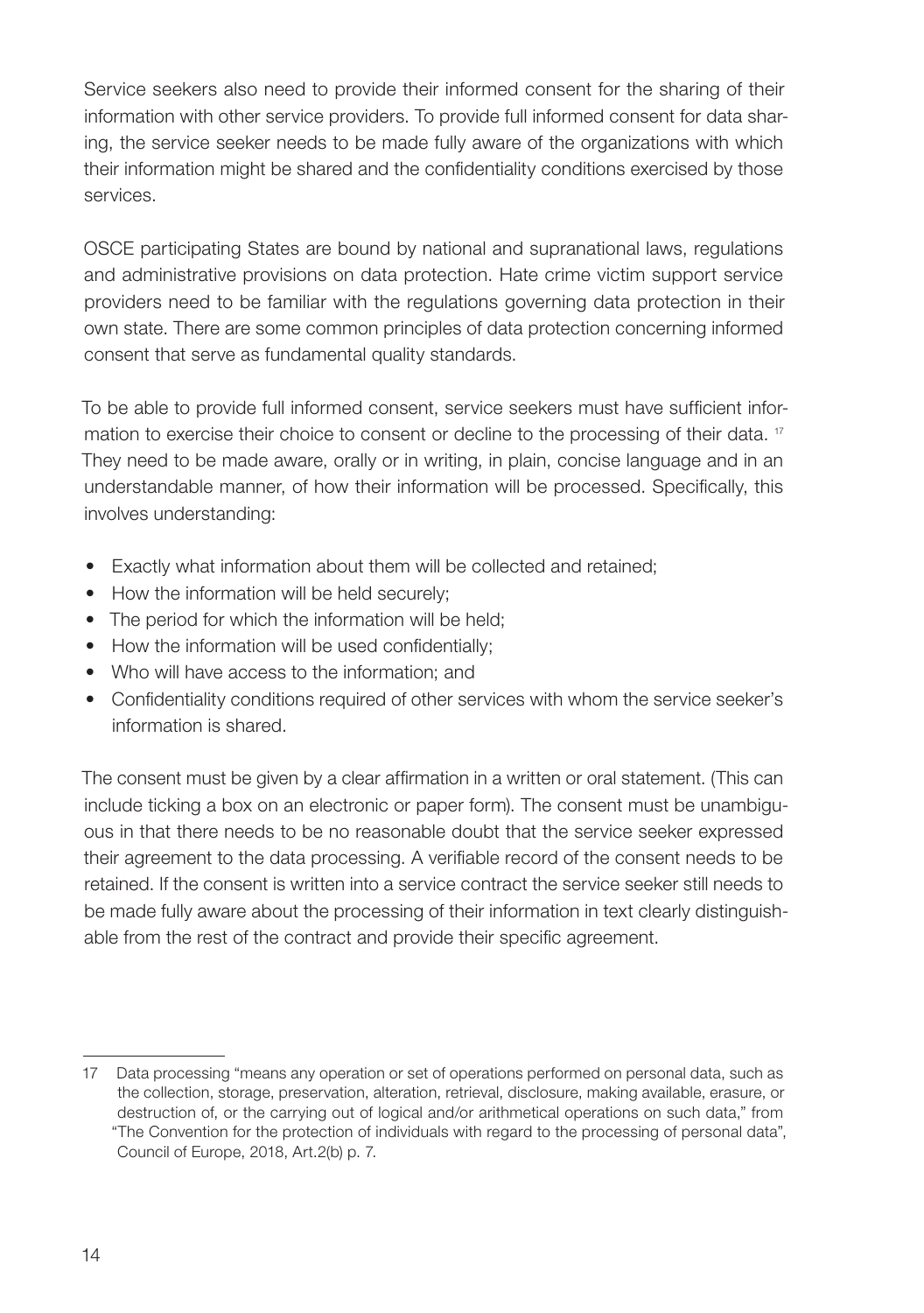Service seekers also need to provide their informed consent for the sharing of their information with other service providers. To provide full informed consent for data sharing, the service seeker needs to be made fully aware of the organizations with which their information might be shared and the confidentiality conditions exercised by those services.

OSCE participating States are bound by national and supranational laws, regulations and administrative provisions on data protection. Hate crime victim support service providers need to be familiar with the regulations governing data protection in their own state. There are some common principles of data protection concerning informed consent that serve as fundamental quality standards.

To be able to provide full informed consent, service seekers must have sufficient information to exercise their choice to consent or decline to the processing of their data. [17] They need to be made aware, orally or in writing, in plain, concise language and in an understandable manner, of how their information will be processed. Specifically, this involves understanding:

- Exactly what information about them will be collected and retained;
- How the information will be held securely;
- The period for which the information will be held;
- How the information will be used confidentially;
- Who will have access to the information; and
- Confidentiality conditions required of other services with whom the service seeker's information is shared.

The consent must be given by a clear affirmation in a written or oral statement. (This can include ticking a box on an electronic or paper form). The consent must be unambiguous in that there needs to be no reasonable doubt that the service seeker expressed their agreement to the data processing. A verifiable record of the consent needs to be retained. If the consent is written into a service contract the service seeker still needs to be made fully aware about the processing of their information in text clearly distinguishable from the rest of the contract and provide their specific agreement.

---

17 Data processing "means any operation or set of operations performed on personal data, such as the collection, storage, preservation, alteration, retrieval, disclosure, making available, erasure, or destruction of, or the carrying out of logical and/or arithmetical operations on such data," from "The Convention for the protection of individuals with regard to the processing of personal data", Council of Europe, 2018, Art.2(b) p. 7.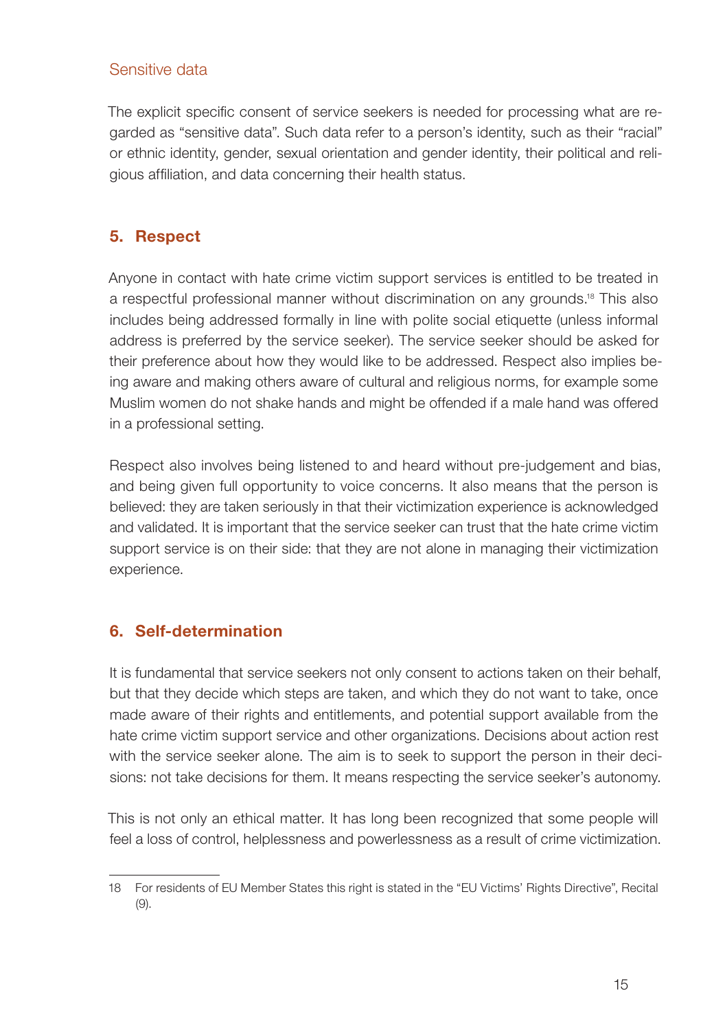### Sensitive data

The explicit specific consent of service seekers is needed for processing what are regarded as "sensitive data". Such data refer to a person's identity, such as their "racial" or ethnic identity, gender, sexual orientation and gender identity, their political and religious affiliation, and data concerning their health status.

## 5. Respect

Anyone in contact with hate crime victim support services is entitled to be treated in a respectful professional manner without discrimination on any grounds.[18] This also includes being addressed formally in line with polite social etiquette (unless informal address is preferred by the service seeker). The service seeker should be asked for their preference about how they would like to be addressed. Respect also implies being aware and making others aware of cultural and religious norms, for example some Muslim women do not shake hands and might be offended if a male hand was offered in a professional setting.

Respect also involves being listened to and heard without pre-judgement and bias, and being given full opportunity to voice concerns. It also means that the person is believed: they are taken seriously in that their victimization experience is acknowledged and validated. It is important that the service seeker can trust that the hate crime victim support service is on their side: that they are not alone in managing their victimization experience.

## 6. Self-determination

It is fundamental that service seekers not only consent to actions taken on their behalf, but that they decide which steps are taken, and which they do not want to take, once made aware of their rights and entitlements, and potential support available from the hate crime victim support service and other organizations. Decisions about action rest with the service seeker alone. The aim is to seek to support the person in their decisions: not take decisions for them. It means respecting the service seeker's autonomy.

This is not only an ethical matter. It has long been recognized that some people will feel a loss of control, helplessness and powerlessness as a result of crime victimization.

---

18 For residents of EU Member States this right is stated in the "EU Victims' Rights Directive", Recital (9).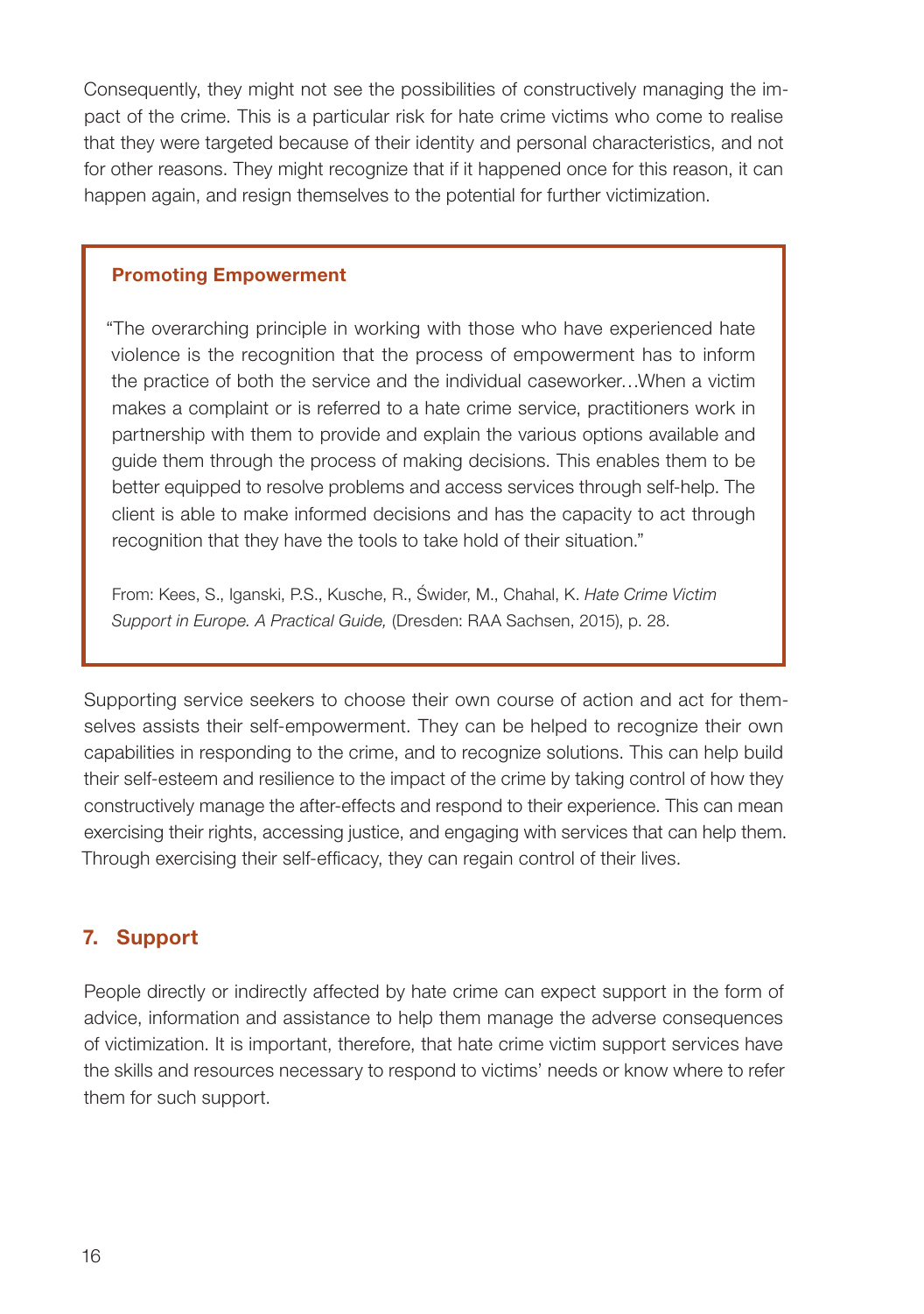Consequently, they might not see the possibilities of constructively managing the impact of the crime. This is a particular risk for hate crime victims who come to realise that they were targeted because of their identity and personal characteristics, and not for other reasons. They might recognize that if it happened once for this reason, it can happen again, and resign themselves to the potential for further victimization.

> **Promoting Empowerment**
>
> "The overarching principle in working with those who have experienced hate violence is the recognition that the process of empowerment has to inform the practice of both the service and the individual caseworker…When a victim makes a complaint or is referred to a hate crime service, practitioners work in partnership with them to provide and explain the various options available and guide them through the process of making decisions. This enables them to be better equipped to resolve problems and access services through self-help. The client is able to make informed decisions and has the capacity to act through recognition that they have the tools to take hold of their situation."
>
> From: Kees, S., Iganski, P.S., Kusche, R., Świder, M., Chahal, K. *Hate Crime Victim Support in Europe. A Practical Guide,* (Dresden: RAA Sachsen, 2015), p. 28.

Supporting service seekers to choose their own course of action and act for themselves assists their self-empowerment. They can be helped to recognize their own capabilities in responding to the crime, and to recognize solutions. This can help build their self-esteem and resilience to the impact of the crime by taking control of how they constructively manage the after-effects and respond to their experience. This can mean exercising their rights, accessing justice, and engaging with services that can help them. Through exercising their self-efficacy, they can regain control of their lives.

## 7. Support

People directly or indirectly affected by hate crime can expect support in the form of advice, information and assistance to help them manage the adverse consequences of victimization. It is important, therefore, that hate crime victim support services have the skills and resources necessary to respond to victims' needs or know where to refer them for such support.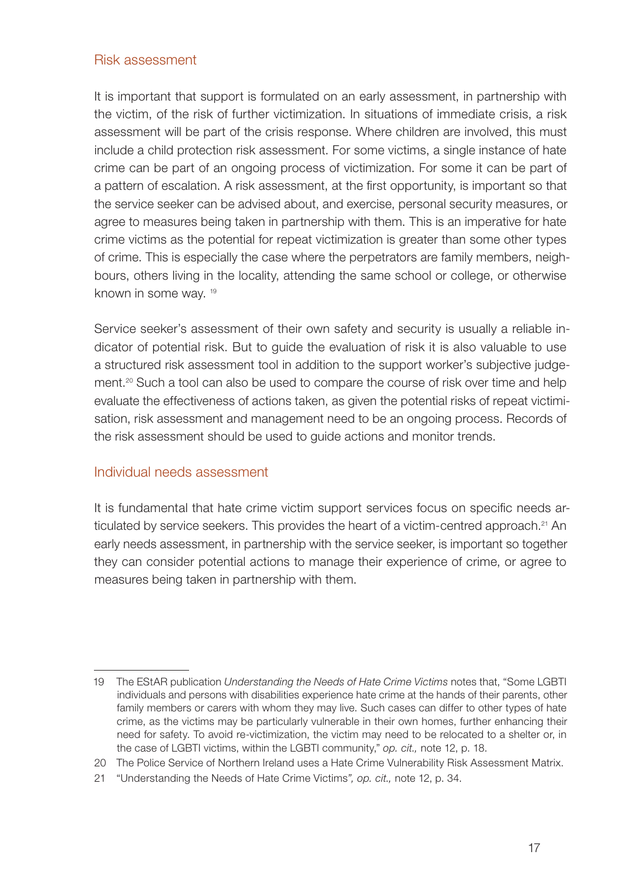## Risk assessment

It is important that support is formulated on an early assessment, in partnership with the victim, of the risk of further victimization. In situations of immediate crisis, a risk assessment will be part of the crisis response. Where children are involved, this must include a child protection risk assessment. For some victims, a single instance of hate crime can be part of an ongoing process of victimization. For some it can be part of a pattern of escalation. A risk assessment, at the first opportunity, is important so that the service seeker can be advised about, and exercise, personal security measures, or agree to measures being taken in partnership with them. This is an imperative for hate crime victims as the potential for repeat victimization is greater than some other types of crime. This is especially the case where the perpetrators are family members, neighbours, others living in the locality, attending the same school or college, or otherwise known in some way. [19]

Service seeker's assessment of their own safety and security is usually a reliable indicator of potential risk. But to guide the evaluation of risk it is also valuable to use a structured risk assessment tool in addition to the support worker's subjective judgement.[20] Such a tool can also be used to compare the course of risk over time and help evaluate the effectiveness of actions taken, as given the potential risks of repeat victimisation, risk assessment and management need to be an ongoing process. Records of the risk assessment should be used to guide actions and monitor trends.

## Individual needs assessment

It is fundamental that hate crime victim support services focus on specific needs articulated by service seekers. This provides the heart of a victim-centred approach.[21] An early needs assessment, in partnership with the service seeker, is important so together they can consider potential actions to manage their experience of crime, or agree to measures being taken in partnership with them.

---

19 The EStAR publication *Understanding the Needs of Hate Crime Victims* notes that, "Some LGBTI individuals and persons with disabilities experience hate crime at the hands of their parents, other family members or carers with whom they may live. Such cases can differ to other types of hate crime, as the victims may be particularly vulnerable in their own homes, further enhancing their need for safety. To avoid re-victimization, the victim may need to be relocated to a shelter or, in the case of LGBTI victims, within the LGBTI community," *op. cit.,* note 12, p. 18.

20 The Police Service of Northern Ireland uses a Hate Crime Vulnerability Risk Assessment Matrix.

21 "Understanding the Needs of Hate Crime Victims*", op. cit.,* note 12, p. 34.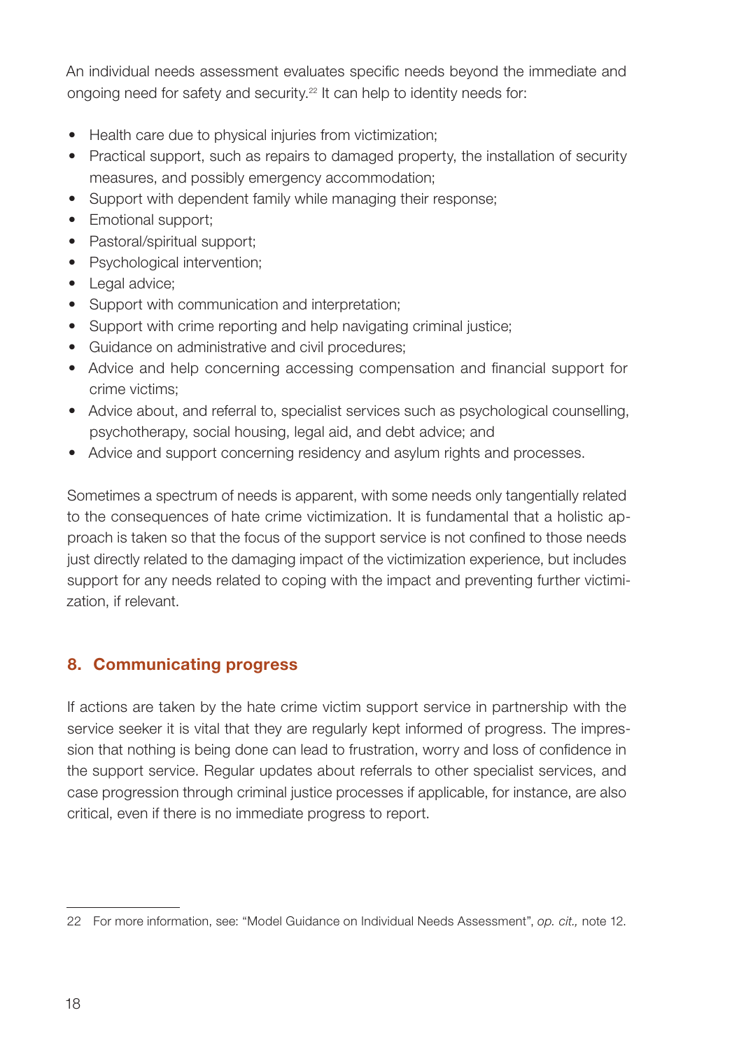An individual needs assessment evaluates specific needs beyond the immediate and ongoing need for safety and security.[22] It can help to identity needs for:

- Health care due to physical injuries from victimization;
- Practical support, such as repairs to damaged property, the installation of security measures, and possibly emergency accommodation;
- Support with dependent family while managing their response;
- Emotional support;
- Pastoral/spiritual support;
- Psychological intervention;
- Legal advice;
- Support with communication and interpretation;
- Support with crime reporting and help navigating criminal justice;
- Guidance on administrative and civil procedures;
- Advice and help concerning accessing compensation and financial support for crime victims;
- Advice about, and referral to, specialist services such as psychological counselling, psychotherapy, social housing, legal aid, and debt advice; and
- Advice and support concerning residency and asylum rights and processes.

Sometimes a spectrum of needs is apparent, with some needs only tangentially related to the consequences of hate crime victimization. It is fundamental that a holistic approach is taken so that the focus of the support service is not confined to those needs just directly related to the damaging impact of the victimization experience, but includes support for any needs related to coping with the impact and preventing further victimization, if relevant.

## 8. Communicating progress

If actions are taken by the hate crime victim support service in partnership with the service seeker it is vital that they are regularly kept informed of progress. The impression that nothing is being done can lead to frustration, worry and loss of confidence in the support service. Regular updates about referrals to other specialist services, and case progression through criminal justice processes if applicable, for instance, are also critical, even if there is no immediate progress to report.

---

22 For more information, see: "Model Guidance on Individual Needs Assessment", *op. cit.,* note 12.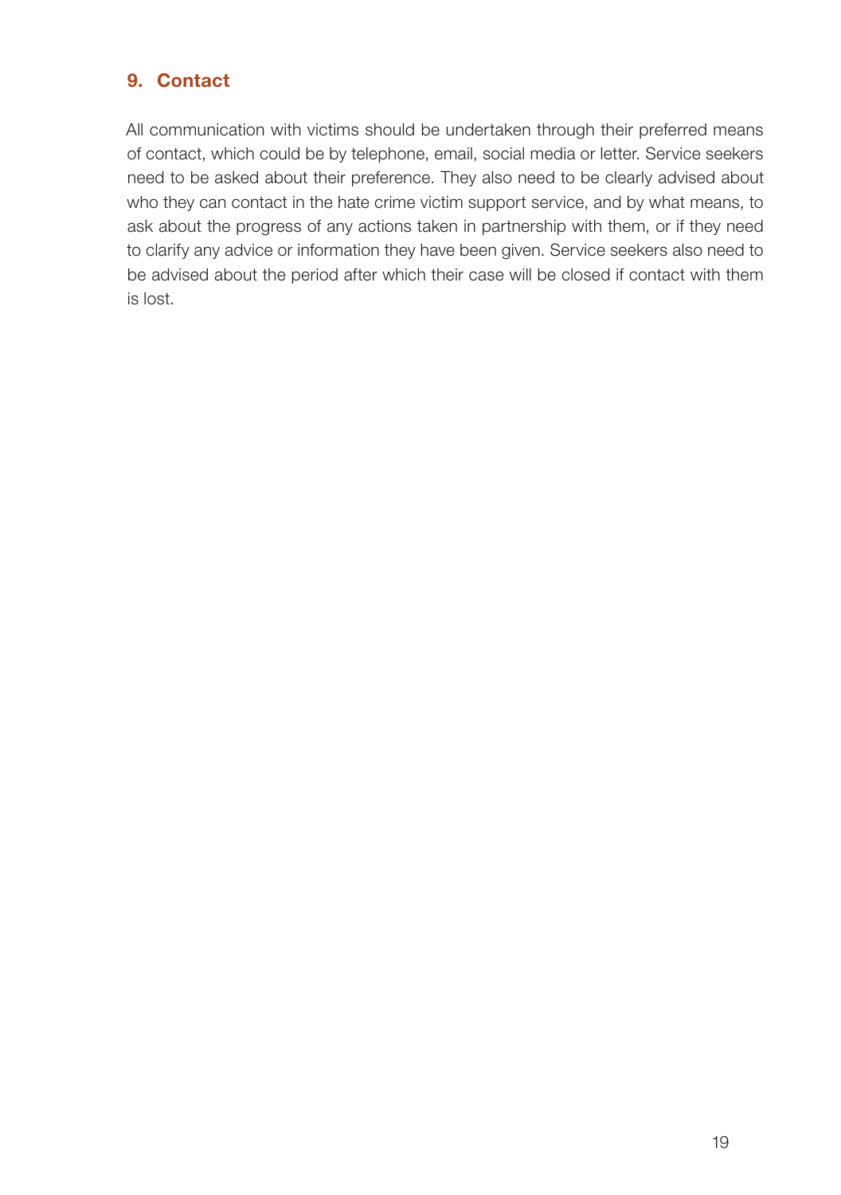## 9. Contact

All communication with victims should be undertaken through their preferred means of contact, which could be by telephone, email, social media or letter. Service seekers need to be asked about their preference. They also need to be clearly advised about who they can contact in the hate crime victim support service, and by what means, to ask about the progress of any actions taken in partnership with them, or if they need to clarify any advice or information they have been given. Service seekers also need to be advised about the period after which their case will be closed if contact with them is lost.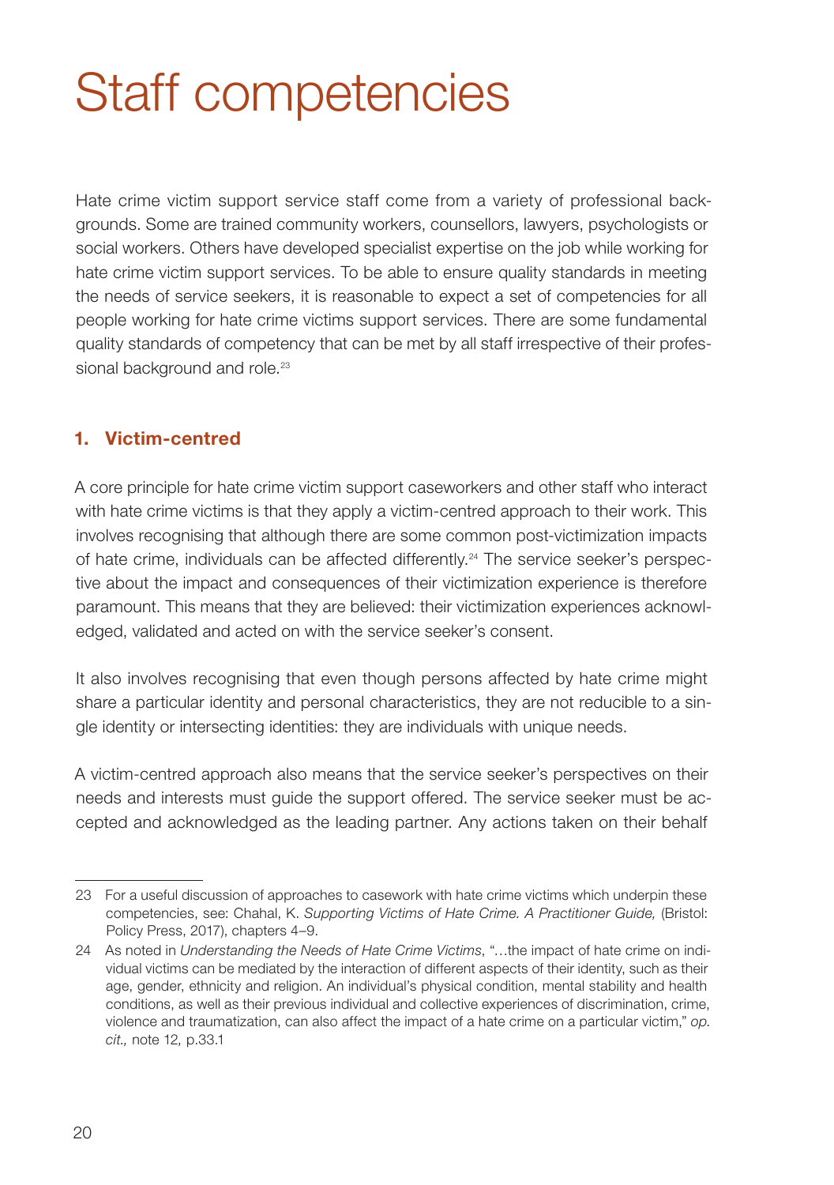# Staff competencies

Hate crime victim support service staff come from a variety of professional backgrounds. Some are trained community workers, counsellors, lawyers, psychologists or social workers. Others have developed specialist expertise on the job while working for hate crime victim support services. To be able to ensure quality standards in meeting the needs of service seekers, it is reasonable to expect a set of competencies for all people working for hate crime victims support services. There are some fundamental quality standards of competency that can be met by all staff irrespective of their professional background and role.[23]

## 1. Victim-centred

A core principle for hate crime victim support caseworkers and other staff who interact with hate crime victims is that they apply a victim-centred approach to their work. This involves recognising that although there are some common post-victimization impacts of hate crime, individuals can be affected differently.[24] The service seeker's perspective about the impact and consequences of their victimization experience is therefore paramount. This means that they are believed: their victimization experiences acknowledged, validated and acted on with the service seeker's consent.

It also involves recognising that even though persons affected by hate crime might share a particular identity and personal characteristics, they are not reducible to a single identity or intersecting identities: they are individuals with unique needs.

A victim-centred approach also means that the service seeker's perspectives on their needs and interests must guide the support offered. The service seeker must be accepted and acknowledged as the leading partner. Any actions taken on their behalf

---

23 For a useful discussion of approaches to casework with hate crime victims which underpin these competencies, see: Chahal, K. *Supporting Victims of Hate Crime. A Practitioner Guide,* (Bristol: Policy Press, 2017), chapters 4–9.

24 As noted in *Understanding the Needs of Hate Crime Victims*, "…the impact of hate crime on individual victims can be mediated by the interaction of different aspects of their identity, such as their age, gender, ethnicity and religion. An individual's physical condition, mental stability and health conditions, as well as their previous individual and collective experiences of discrimination, crime, violence and traumatization, can also affect the impact of a hate crime on a particular victim," *op. cit.,* note 12*,* p.33.1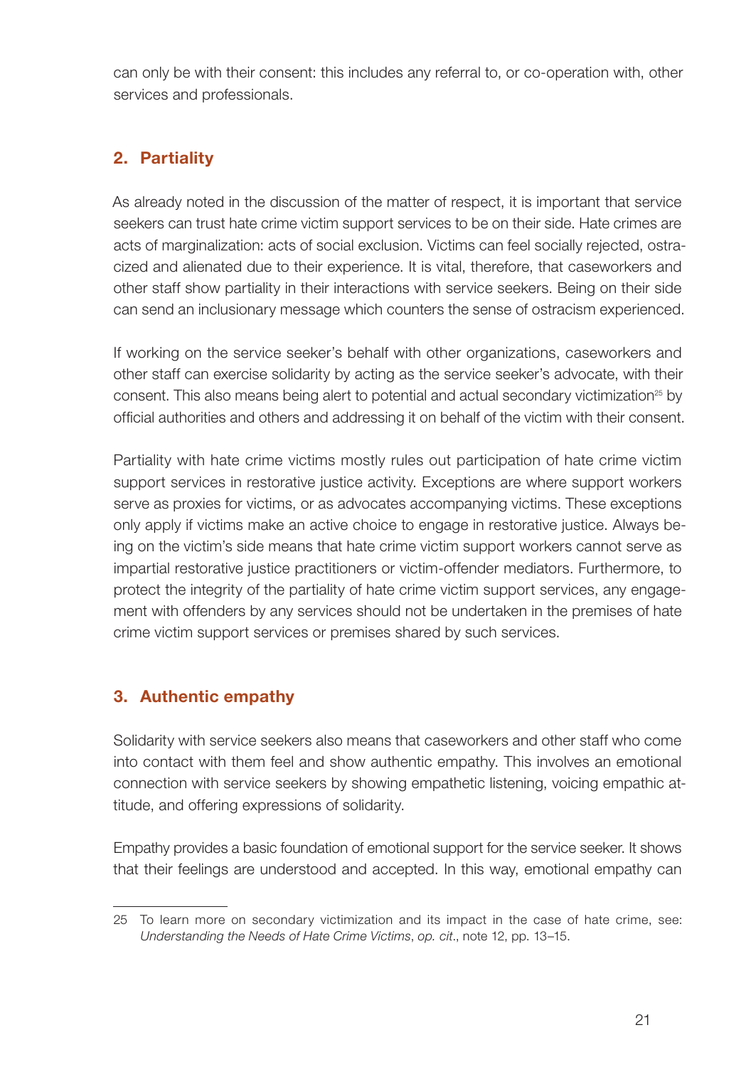can only be with their consent: this includes any referral to, or co-operation with, other services and professionals.

## 2. Partiality

As already noted in the discussion of the matter of respect, it is important that service seekers can trust hate crime victim support services to be on their side. Hate crimes are acts of marginalization: acts of social exclusion. Victims can feel socially rejected, ostracized and alienated due to their experience. It is vital, therefore, that caseworkers and other staff show partiality in their interactions with service seekers. Being on their side can send an inclusionary message which counters the sense of ostracism experienced.

If working on the service seeker's behalf with other organizations, caseworkers and other staff can exercise solidarity by acting as the service seeker's advocate, with their consent. This also means being alert to potential and actual secondary victimization[25] by official authorities and others and addressing it on behalf of the victim with their consent.

Partiality with hate crime victims mostly rules out participation of hate crime victim support services in restorative justice activity. Exceptions are where support workers serve as proxies for victims, or as advocates accompanying victims. These exceptions only apply if victims make an active choice to engage in restorative justice. Always being on the victim's side means that hate crime victim support workers cannot serve as impartial restorative justice practitioners or victim-offender mediators. Furthermore, to protect the integrity of the partiality of hate crime victim support services, any engagement with offenders by any services should not be undertaken in the premises of hate crime victim support services or premises shared by such services.

## 3. Authentic empathy

Solidarity with service seekers also means that caseworkers and other staff who come into contact with them feel and show authentic empathy. This involves an emotional connection with service seekers by showing empathetic listening, voicing empathic attitude, and offering expressions of solidarity.

Empathy provides a basic foundation of emotional support for the service seeker. It shows that their feelings are understood and accepted. In this way, emotional empathy can

---

25 To learn more on secondary victimization and its impact in the case of hate crime, see: *Understanding the Needs of Hate Crime Victims*, *op. cit*., note 12, pp. 13–15.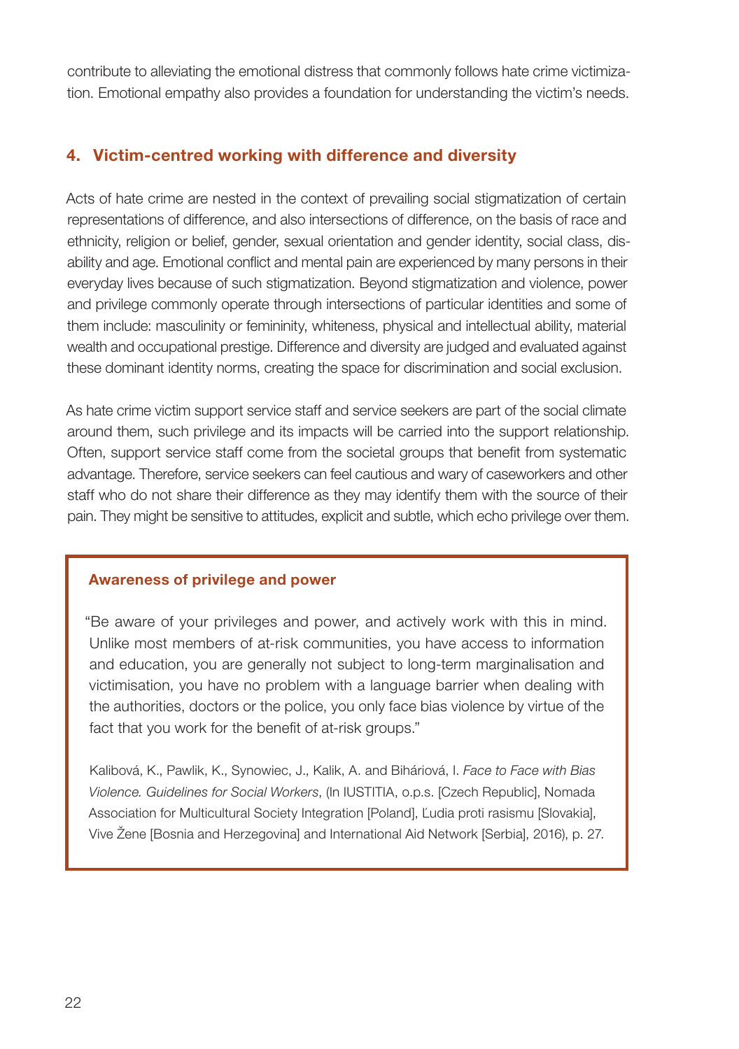contribute to alleviating the emotional distress that commonly follows hate crime victimization. Emotional empathy also provides a foundation for understanding the victim's needs.

## 4. Victim-centred working with difference and diversity

Acts of hate crime are nested in the context of prevailing social stigmatization of certain representations of difference, and also intersections of difference, on the basis of race and ethnicity, religion or belief, gender, sexual orientation and gender identity, social class, disability and age. Emotional conflict and mental pain are experienced by many persons in their everyday lives because of such stigmatization. Beyond stigmatization and violence, power and privilege commonly operate through intersections of particular identities and some of them include: masculinity or femininity, whiteness, physical and intellectual ability, material wealth and occupational prestige. Difference and diversity are judged and evaluated against these dominant identity norms, creating the space for discrimination and social exclusion.

As hate crime victim support service staff and service seekers are part of the social climate around them, such privilege and its impacts will be carried into the support relationship. Often, support service staff come from the societal groups that benefit from systematic advantage. Therefore, service seekers can feel cautious and wary of caseworkers and other staff who do not share their difference as they may identify them with the source of their pain. They might be sensitive to attitudes, explicit and subtle, which echo privilege over them.

**Awareness of privilege and power**

"Be aware of your privileges and power, and actively work with this in mind. Unlike most members of at-risk communities, you have access to information and education, you are generally not subject to long-term marginalisation and victimisation, you have no problem with a language barrier when dealing with the authorities, doctors or the police, you only face bias violence by virtue of the fact that you work for the benefit of at-risk groups."

Kalibová, K., Pawlik, K., Synowiec, J., Kalik, A. and Biháriová, I. *Face to Face with Bias Violence. Guidelines for Social Workers*, (In IUSTITIA, o.p.s. [Czech Republic], Nomada Association for Multicultural Society Integration [Poland], Ľudia proti rasismu [Slovakia], Vive Žene [Bosnia and Herzegovina] and International Aid Network [Serbia], 2016), p. 27.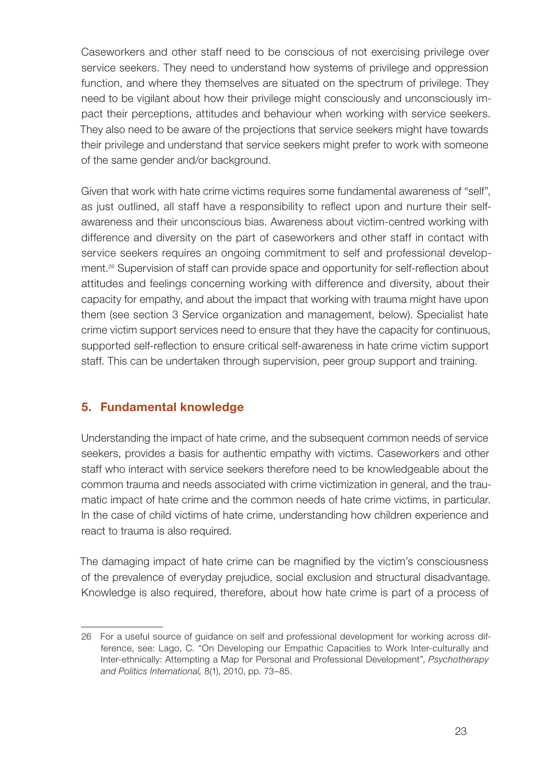Caseworkers and other staff need to be conscious of not exercising privilege over service seekers. They need to understand how systems of privilege and oppression function, and where they themselves are situated on the spectrum of privilege. They need to be vigilant about how their privilege might consciously and unconsciously impact their perceptions, attitudes and behaviour when working with service seekers. They also need to be aware of the projections that service seekers might have towards their privilege and understand that service seekers might prefer to work with someone of the same gender and/or background.

Given that work with hate crime victims requires some fundamental awareness of "self", as just outlined, all staff have a responsibility to reflect upon and nurture their self-awareness and their unconscious bias. Awareness about victim-centred working with difference and diversity on the part of caseworkers and other staff in contact with service seekers requires an ongoing commitment to self and professional development.[26] Supervision of staff can provide space and opportunity for self-reflection about attitudes and feelings concerning working with difference and diversity, about their capacity for empathy, and about the impact that working with trauma might have upon them (see section 3 Service organization and management, below). Specialist hate crime victim support services need to ensure that they have the capacity for continuous, supported self-reflection to ensure critical self-awareness in hate crime victim support staff. This can be undertaken through supervision, peer group support and training.

## 5. Fundamental knowledge

Understanding the impact of hate crime, and the subsequent common needs of service seekers, provides a basis for authentic empathy with victims. Caseworkers and other staff who interact with service seekers therefore need to be knowledgeable about the common trauma and needs associated with crime victimization in general, and the traumatic impact of hate crime and the common needs of hate crime victims, in particular. In the case of child victims of hate crime, understanding how children experience and react to trauma is also required.

The damaging impact of hate crime can be magnified by the victim's consciousness of the prevalence of everyday prejudice, social exclusion and structural disadvantage. Knowledge is also required, therefore, about how hate crime is part of a process of

---

26 For a useful source of guidance on self and professional development for working across difference, see: Lago, C. "On Developing our Empathic Capacities to Work Inter-culturally and Inter-ethnically: Attempting a Map for Personal and Professional Development", *Psychotherapy and Politics International,* 8(1), 2010, pp. 73–85.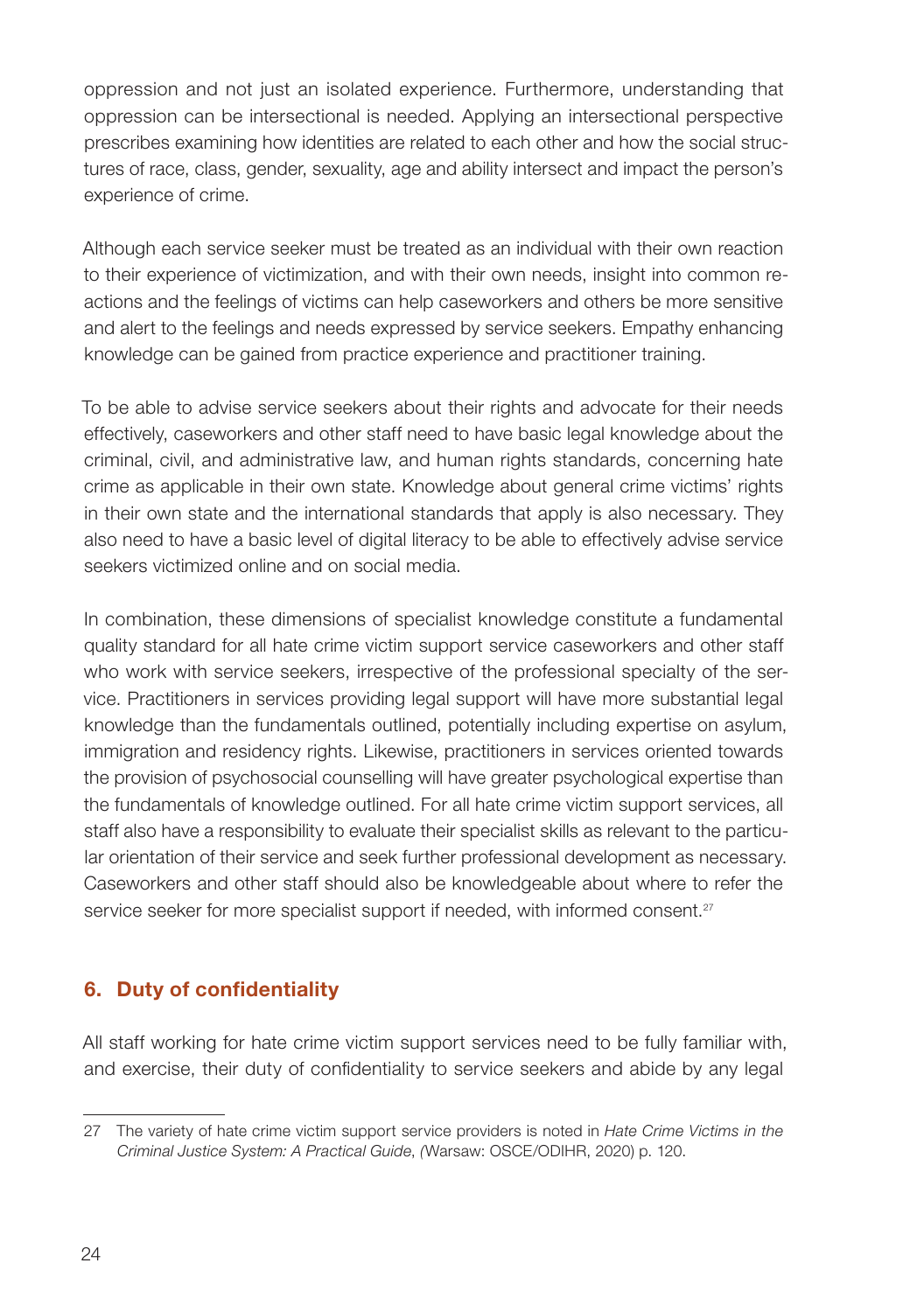oppression and not just an isolated experience. Furthermore, understanding that oppression can be intersectional is needed. Applying an intersectional perspective prescribes examining how identities are related to each other and how the social structures of race, class, gender, sexuality, age and ability intersect and impact the person's experience of crime.

Although each service seeker must be treated as an individual with their own reaction to their experience of victimization, and with their own needs, insight into common reactions and the feelings of victims can help caseworkers and others be more sensitive and alert to the feelings and needs expressed by service seekers. Empathy enhancing knowledge can be gained from practice experience and practitioner training.

To be able to advise service seekers about their rights and advocate for their needs effectively, caseworkers and other staff need to have basic legal knowledge about the criminal, civil, and administrative law, and human rights standards, concerning hate crime as applicable in their own state. Knowledge about general crime victims' rights in their own state and the international standards that apply is also necessary. They also need to have a basic level of digital literacy to be able to effectively advise service seekers victimized online and on social media.

In combination, these dimensions of specialist knowledge constitute a fundamental quality standard for all hate crime victim support service caseworkers and other staff who work with service seekers, irrespective of the professional specialty of the service. Practitioners in services providing legal support will have more substantial legal knowledge than the fundamentals outlined, potentially including expertise on asylum, immigration and residency rights. Likewise, practitioners in services oriented towards the provision of psychosocial counselling will have greater psychological expertise than the fundamentals of knowledge outlined. For all hate crime victim support services, all staff also have a responsibility to evaluate their specialist skills as relevant to the particular orientation of their service and seek further professional development as necessary. Caseworkers and other staff should also be knowledgeable about where to refer the service seeker for more specialist support if needed, with informed consent.[27]

## 6. Duty of confidentiality

All staff working for hate crime victim support services need to be fully familiar with, and exercise, their duty of confidentiality to service seekers and abide by any legal

---

27 The variety of hate crime victim support service providers is noted in *Hate Crime Victims in the Criminal Justice System: A Practical Guide*, (Warsaw: OSCE/ODIHR, 2020) p. 120.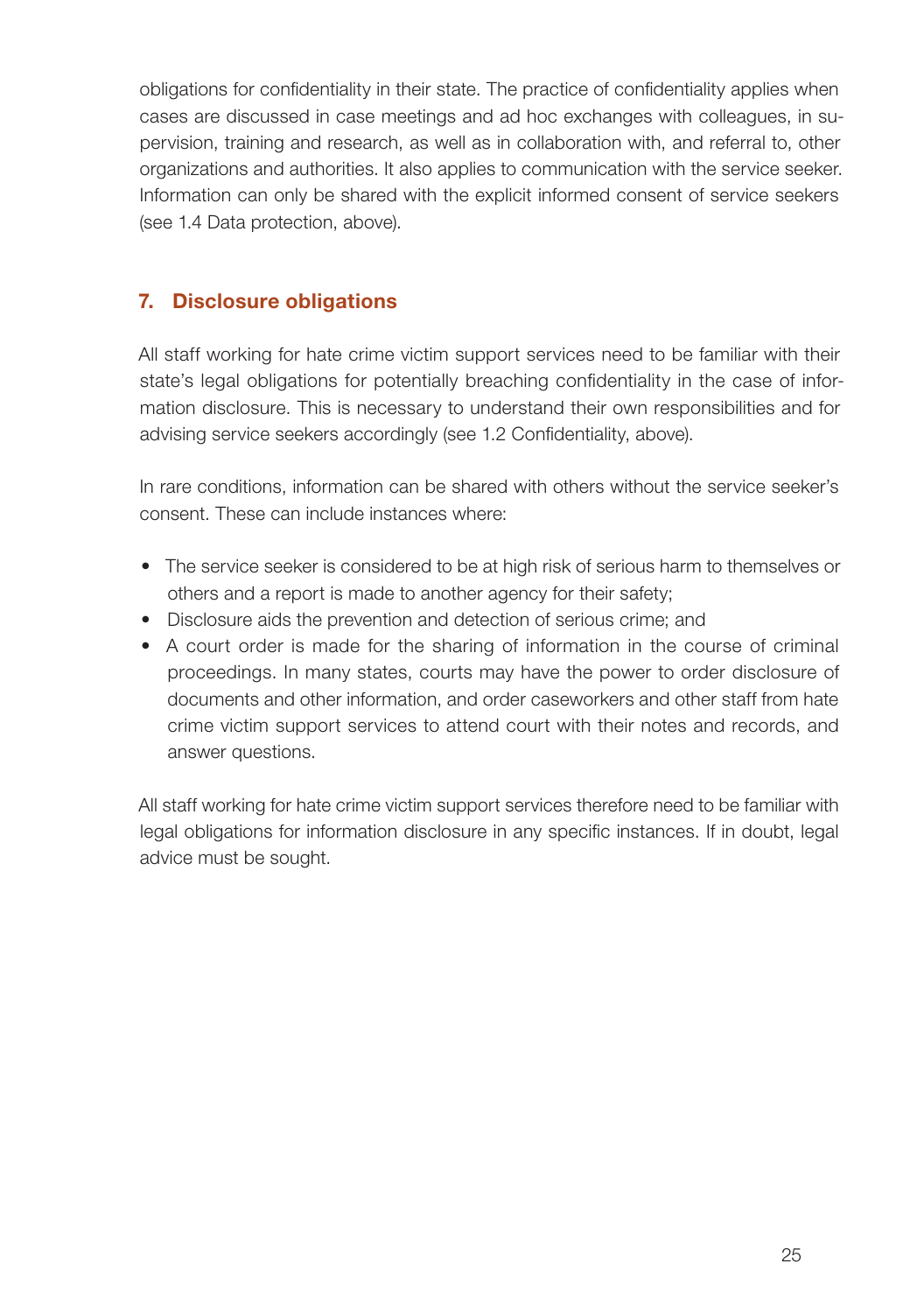obligations for confidentiality in their state. The practice of confidentiality applies when cases are discussed in case meetings and ad hoc exchanges with colleagues, in supervision, training and research, as well as in collaboration with, and referral to, other organizations and authorities. It also applies to communication with the service seeker. Information can only be shared with the explicit informed consent of service seekers (see 1.4 Data protection, above).

## 7. Disclosure obligations

All staff working for hate crime victim support services need to be familiar with their state's legal obligations for potentially breaching confidentiality in the case of information disclosure. This is necessary to understand their own responsibilities and for advising service seekers accordingly (see 1.2 Confidentiality, above).

In rare conditions, information can be shared with others without the service seeker's consent. These can include instances where:

- The service seeker is considered to be at high risk of serious harm to themselves or others and a report is made to another agency for their safety;
- Disclosure aids the prevention and detection of serious crime; and
- A court order is made for the sharing of information in the course of criminal proceedings. In many states, courts may have the power to order disclosure of documents and other information, and order caseworkers and other staff from hate crime victim support services to attend court with their notes and records, and answer questions.

All staff working for hate crime victim support services therefore need to be familiar with legal obligations for information disclosure in any specific instances. If in doubt, legal advice must be sought.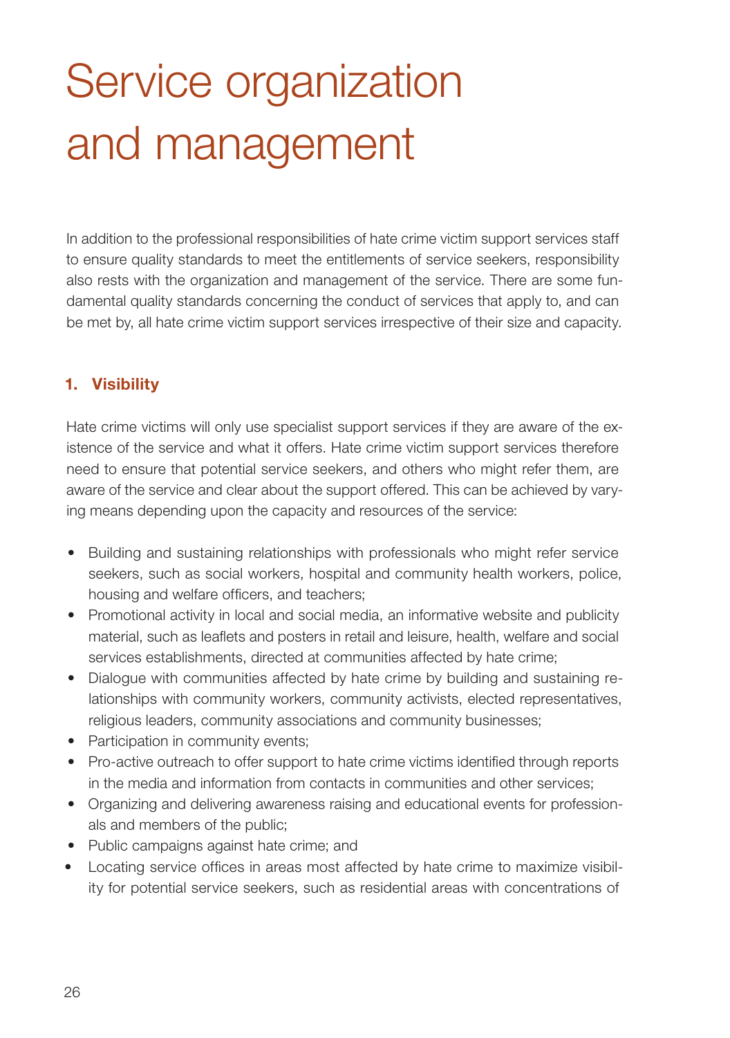# Service organization and management

In addition to the professional responsibilities of hate crime victim support services staff to ensure quality standards to meet the entitlements of service seekers, responsibility also rests with the organization and management of the service. There are some fundamental quality standards concerning the conduct of services that apply to, and can be met by, all hate crime victim support services irrespective of their size and capacity.

### 1. Visibility

Hate crime victims will only use specialist support services if they are aware of the existence of the service and what it offers. Hate crime victim support services therefore need to ensure that potential service seekers, and others who might refer them, are aware of the service and clear about the support offered. This can be achieved by varying means depending upon the capacity and resources of the service:

- Building and sustaining relationships with professionals who might refer service seekers, such as social workers, hospital and community health workers, police, housing and welfare officers, and teachers;
- Promotional activity in local and social media, an informative website and publicity material, such as leaflets and posters in retail and leisure, health, welfare and social services establishments, directed at communities affected by hate crime;
- Dialogue with communities affected by hate crime by building and sustaining relationships with community workers, community activists, elected representatives, religious leaders, community associations and community businesses;
- Participation in community events;
- Pro-active outreach to offer support to hate crime victims identified through reports in the media and information from contacts in communities and other services;
- Organizing and delivering awareness raising and educational events for professionals and members of the public;
- Public campaigns against hate crime; and
- Locating service offices in areas most affected by hate crime to maximize visibility for potential service seekers, such as residential areas with concentrations of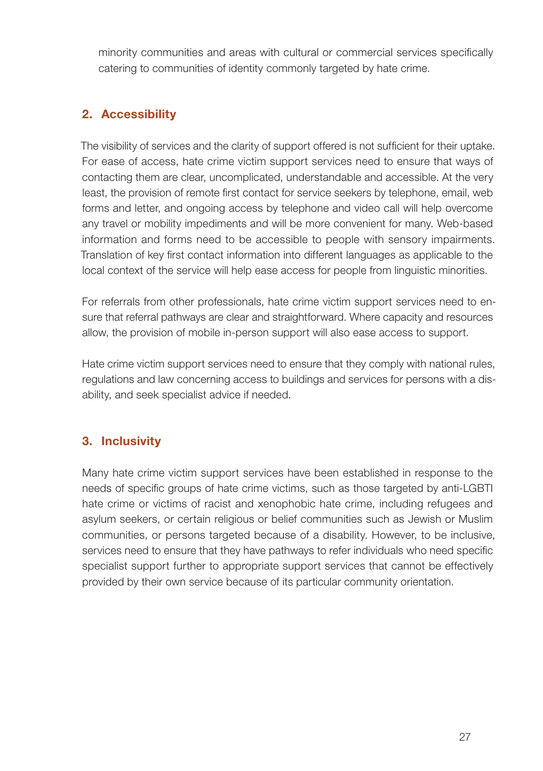minority communities and areas with cultural or commercial services specifically catering to communities of identity commonly targeted by hate crime.

## 2. Accessibility

The visibility of services and the clarity of support offered is not sufficient for their uptake. For ease of access, hate crime victim support services need to ensure that ways of contacting them are clear, uncomplicated, understandable and accessible. At the very least, the provision of remote first contact for service seekers by telephone, email, web forms and letter, and ongoing access by telephone and video call will help overcome any travel or mobility impediments and will be more convenient for many. Web-based information and forms need to be accessible to people with sensory impairments. Translation of key first contact information into different languages as applicable to the local context of the service will help ease access for people from linguistic minorities.

For referrals from other professionals, hate crime victim support services need to ensure that referral pathways are clear and straightforward. Where capacity and resources allow, the provision of mobile in-person support will also ease access to support.

Hate crime victim support services need to ensure that they comply with national rules, regulations and law concerning access to buildings and services for persons with a disability, and seek specialist advice if needed.

## 3. Inclusivity

Many hate crime victim support services have been established in response to the needs of specific groups of hate crime victims, such as those targeted by anti-LGBTI hate crime or victims of racist and xenophobic hate crime, including refugees and asylum seekers, or certain religious or belief communities such as Jewish or Muslim communities, or persons targeted because of a disability. However, to be inclusive, services need to ensure that they have pathways to refer individuals who need specific specialist support further to appropriate support services that cannot be effectively provided by their own service because of its particular community orientation.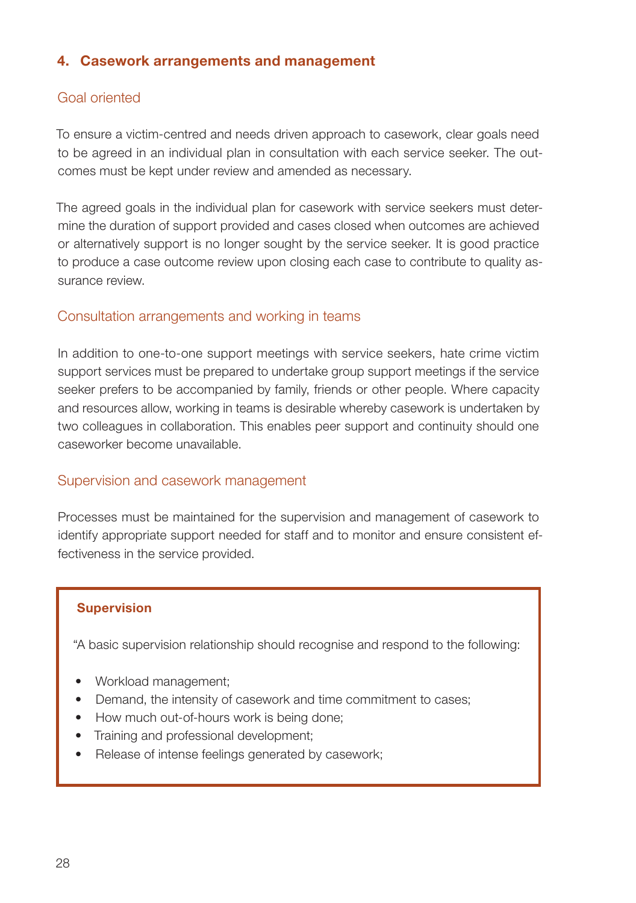## 4. Casework arrangements and management

### Goal oriented

To ensure a victim-centred and needs driven approach to casework, clear goals need to be agreed in an individual plan in consultation with each service seeker. The outcomes must be kept under review and amended as necessary.

The agreed goals in the individual plan for casework with service seekers must determine the duration of support provided and cases closed when outcomes are achieved or alternatively support is no longer sought by the service seeker. It is good practice to produce a case outcome review upon closing each case to contribute to quality assurance review.

### Consultation arrangements and working in teams

In addition to one-to-one support meetings with service seekers, hate crime victim support services must be prepared to undertake group support meetings if the service seeker prefers to be accompanied by family, friends or other people. Where capacity and resources allow, working in teams is desirable whereby casework is undertaken by two colleagues in collaboration. This enables peer support and continuity should one caseworker become unavailable.

### Supervision and casework management

Processes must be maintained for the supervision and management of casework to identify appropriate support needed for staff and to monitor and ensure consistent effectiveness in the service provided.

**Supervision**

"A basic supervision relationship should recognise and respond to the following:

- Workload management;
- Demand, the intensity of casework and time commitment to cases;
- How much out-of-hours work is being done;
- Training and professional development;
- Release of intense feelings generated by casework;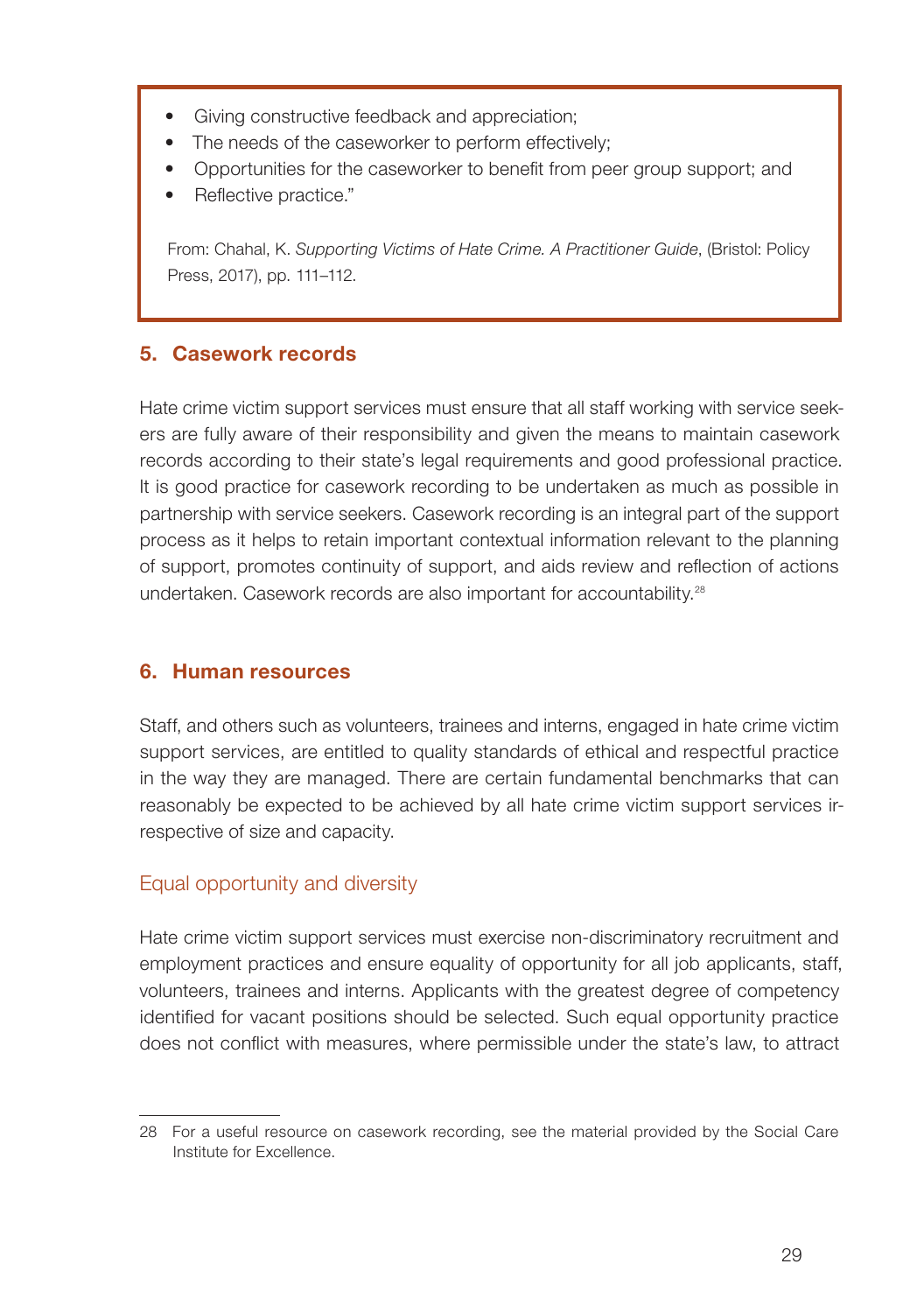- Giving constructive feedback and appreciation;
- The needs of the caseworker to perform effectively;
- Opportunities for the caseworker to benefit from peer group support; and
- Reflective practice."

From: Chahal, K. *Supporting Victims of Hate Crime. A Practitioner Guide*, (Bristol: Policy Press, 2017), pp. 111–112.

## 5. Casework records

Hate crime victim support services must ensure that all staff working with service seekers are fully aware of their responsibility and given the means to maintain casework records according to their state's legal requirements and good professional practice. It is good practice for casework recording to be undertaken as much as possible in partnership with service seekers. Casework recording is an integral part of the support process as it helps to retain important contextual information relevant to the planning of support, promotes continuity of support, and aids review and reflection of actions undertaken. Casework records are also important for accountability.[28]

## 6. Human resources

Staff, and others such as volunteers, trainees and interns, engaged in hate crime victim support services, are entitled to quality standards of ethical and respectful practice in the way they are managed. There are certain fundamental benchmarks that can reasonably be expected to be achieved by all hate crime victim support services irrespective of size and capacity.

### Equal opportunity and diversity

Hate crime victim support services must exercise non-discriminatory recruitment and employment practices and ensure equality of opportunity for all job applicants, staff, volunteers, trainees and interns. Applicants with the greatest degree of competency identified for vacant positions should be selected. Such equal opportunity practice does not conflict with measures, where permissible under the state's law, to attract

---

28 For a useful resource on casework recording, see the material provided by the Social Care Institute for Excellence.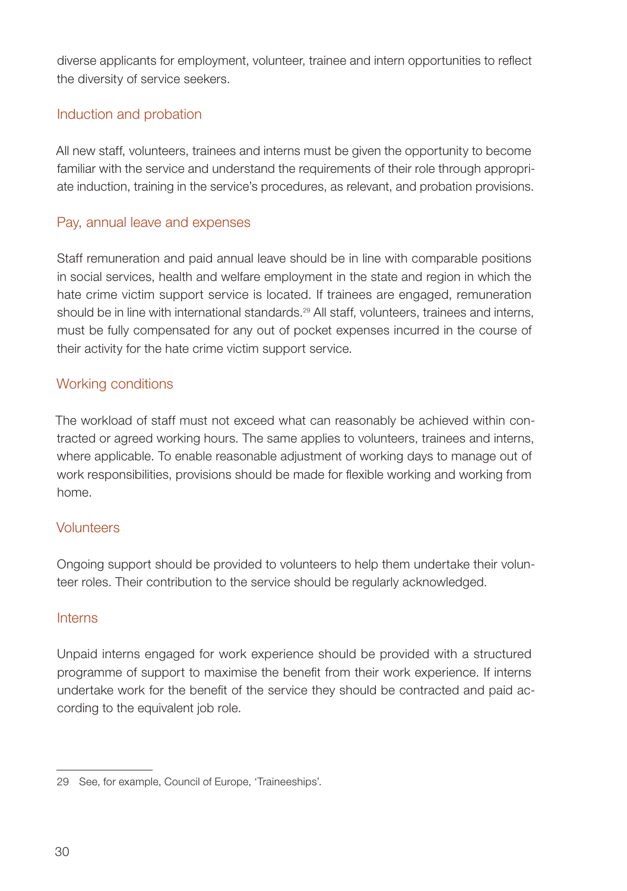diverse applicants for employment, volunteer, trainee and intern opportunities to reflect the diversity of service seekers.

### Induction and probation

All new staff, volunteers, trainees and interns must be given the opportunity to become familiar with the service and understand the requirements of their role through appropriate induction, training in the service's procedures, as relevant, and probation provisions.

### Pay, annual leave and expenses

Staff remuneration and paid annual leave should be in line with comparable positions in social services, health and welfare employment in the state and region in which the hate crime victim support service is located. If trainees are engaged, remuneration should be in line with international standards.[29] All staff, volunteers, trainees and interns, must be fully compensated for any out of pocket expenses incurred in the course of their activity for the hate crime victim support service.

### Working conditions

The workload of staff must not exceed what can reasonably be achieved within contracted or agreed working hours. The same applies to volunteers, trainees and interns, where applicable. To enable reasonable adjustment of working days to manage out of work responsibilities, provisions should be made for flexible working and working from home.

### Volunteers

Ongoing support should be provided to volunteers to help them undertake their volunteer roles. Their contribution to the service should be regularly acknowledged.

### Interns

Unpaid interns engaged for work experience should be provided with a structured programme of support to maximise the benefit from their work experience. If interns undertake work for the benefit of the service they should be contracted and paid according to the equivalent job role.

---

29 See, for example, Council of Europe, 'Traineeships'.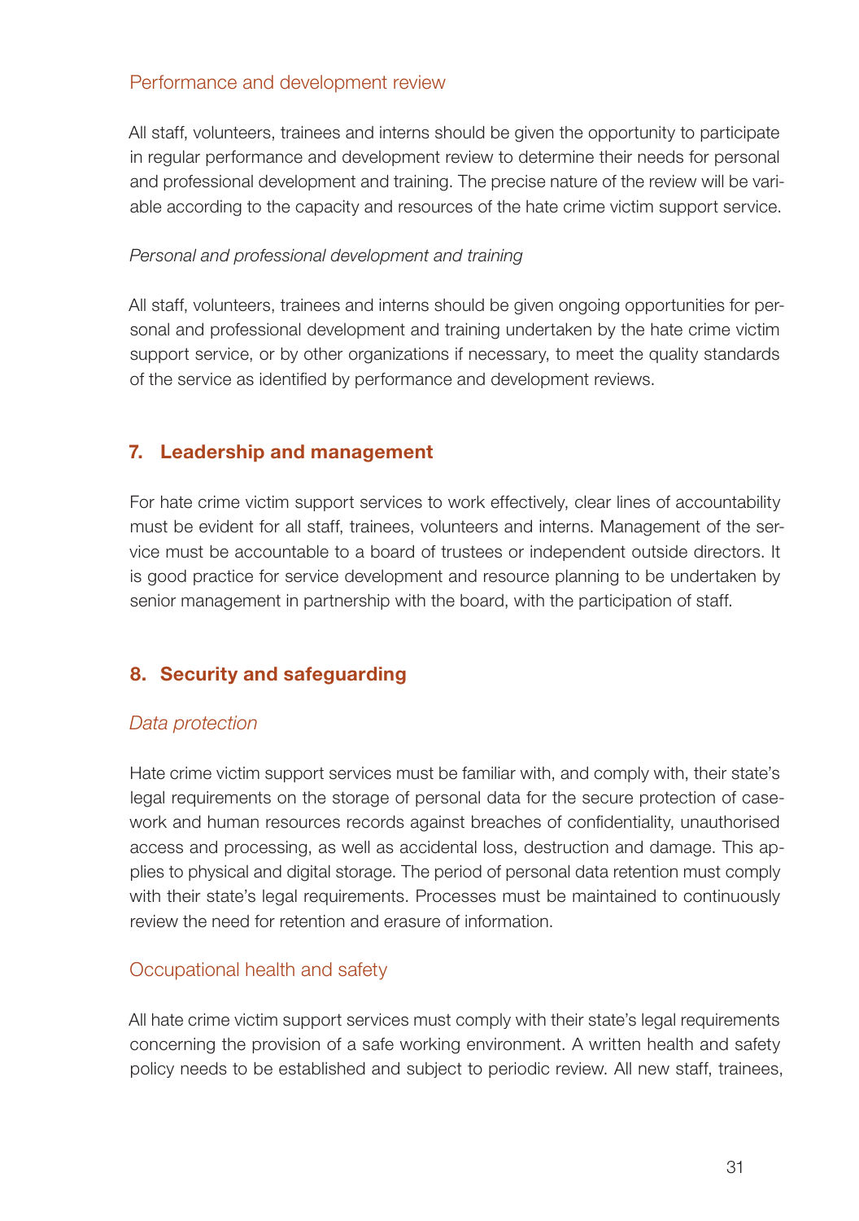### Performance and development review

All staff, volunteers, trainees and interns should be given the opportunity to participate in regular performance and development review to determine their needs for personal and professional development and training. The precise nature of the review will be variable according to the capacity and resources of the hate crime victim support service.

*Personal and professional development and training*

All staff, volunteers, trainees and interns should be given ongoing opportunities for personal and professional development and training undertaken by the hate crime victim support service, or by other organizations if necessary, to meet the quality standards of the service as identified by performance and development reviews.

## 7. Leadership and management

For hate crime victim support services to work effectively, clear lines of accountability must be evident for all staff, trainees, volunteers and interns. Management of the service must be accountable to a board of trustees or independent outside directors. It is good practice for service development and resource planning to be undertaken by senior management in partnership with the board, with the participation of staff.

## 8. Security and safeguarding

### *Data protection*

Hate crime victim support services must be familiar with, and comply with, their state's legal requirements on the storage of personal data for the secure protection of casework and human resources records against breaches of confidentiality, unauthorised access and processing, as well as accidental loss, destruction and damage. This applies to physical and digital storage. The period of personal data retention must comply with their state's legal requirements. Processes must be maintained to continuously review the need for retention and erasure of information.

### Occupational health and safety

All hate crime victim support services must comply with their state's legal requirements concerning the provision of a safe working environment. A written health and safety policy needs to be established and subject to periodic review. All new staff, trainees,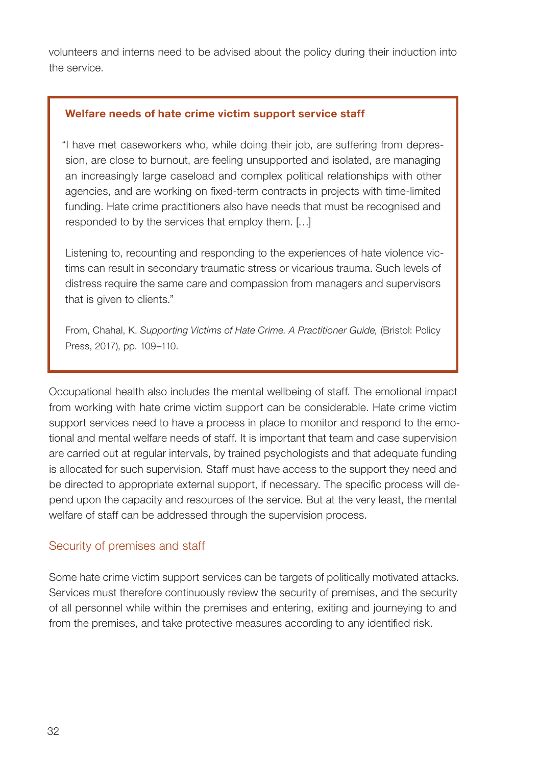volunteers and interns need to be advised about the policy during their induction into the service.

> **Welfare needs of hate crime victim support service staff**
>
> "I have met caseworkers who, while doing their job, are suffering from depression, are close to burnout, are feeling unsupported and isolated, are managing an increasingly large caseload and complex political relationships with other agencies, and are working on fixed-term contracts in projects with time-limited funding. Hate crime practitioners also have needs that must be recognised and responded to by the services that employ them. […]
>
> Listening to, recounting and responding to the experiences of hate violence victims can result in secondary traumatic stress or vicarious trauma. Such levels of distress require the same care and compassion from managers and supervisors that is given to clients."
>
> From, Chahal, K. *Supporting Victims of Hate Crime. A Practitioner Guide,* (Bristol: Policy Press, 2017), pp. 109–110.

Occupational health also includes the mental wellbeing of staff. The emotional impact from working with hate crime victim support can be considerable. Hate crime victim support services need to have a process in place to monitor and respond to the emotional and mental welfare needs of staff. It is important that team and case supervision are carried out at regular intervals, by trained psychologists and that adequate funding is allocated for such supervision. Staff must have access to the support they need and be directed to appropriate external support, if necessary. The specific process will depend upon the capacity and resources of the service. But at the very least, the mental welfare of staff can be addressed through the supervision process.

### Security of premises and staff

Some hate crime victim support services can be targets of politically motivated attacks. Services must therefore continuously review the security of premises, and the security of all personnel while within the premises and entering, exiting and journeying to and from the premises, and take protective measures according to any identified risk.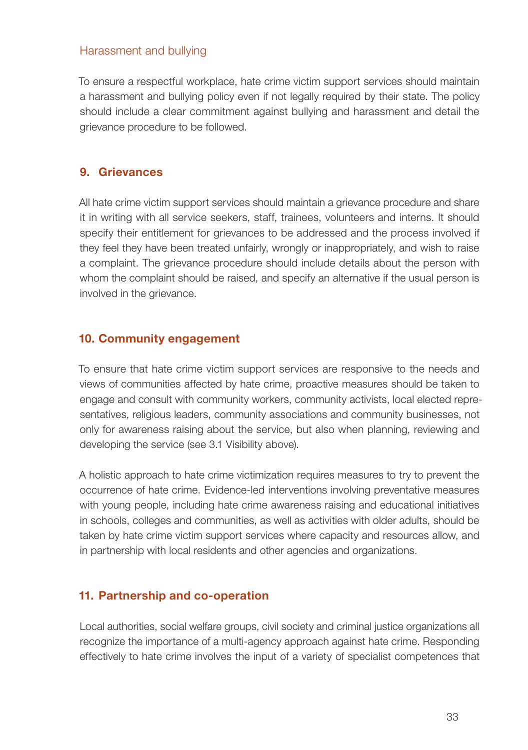### Harassment and bullying

To ensure a respectful workplace, hate crime victim support services should maintain a harassment and bullying policy even if not legally required by their state. The policy should include a clear commitment against bullying and harassment and detail the grievance procedure to be followed.

## 9. Grievances

All hate crime victim support services should maintain a grievance procedure and share it in writing with all service seekers, staff, trainees, volunteers and interns. It should specify their entitlement for grievances to be addressed and the process involved if they feel they have been treated unfairly, wrongly or inappropriately, and wish to raise a complaint. The grievance procedure should include details about the person with whom the complaint should be raised, and specify an alternative if the usual person is involved in the grievance.

## 10. Community engagement

To ensure that hate crime victim support services are responsive to the needs and views of communities affected by hate crime, proactive measures should be taken to engage and consult with community workers, community activists, local elected representatives, religious leaders, community associations and community businesses, not only for awareness raising about the service, but also when planning, reviewing and developing the service (see 3.1 Visibility above).

A holistic approach to hate crime victimization requires measures to try to prevent the occurrence of hate crime. Evidence-led interventions involving preventative measures with young people, including hate crime awareness raising and educational initiatives in schools, colleges and communities, as well as activities with older adults, should be taken by hate crime victim support services where capacity and resources allow, and in partnership with local residents and other agencies and organizations.

## 11. Partnership and co-operation

Local authorities, social welfare groups, civil society and criminal justice organizations all recognize the importance of a multi-agency approach against hate crime. Responding effectively to hate crime involves the input of a variety of specialist competences that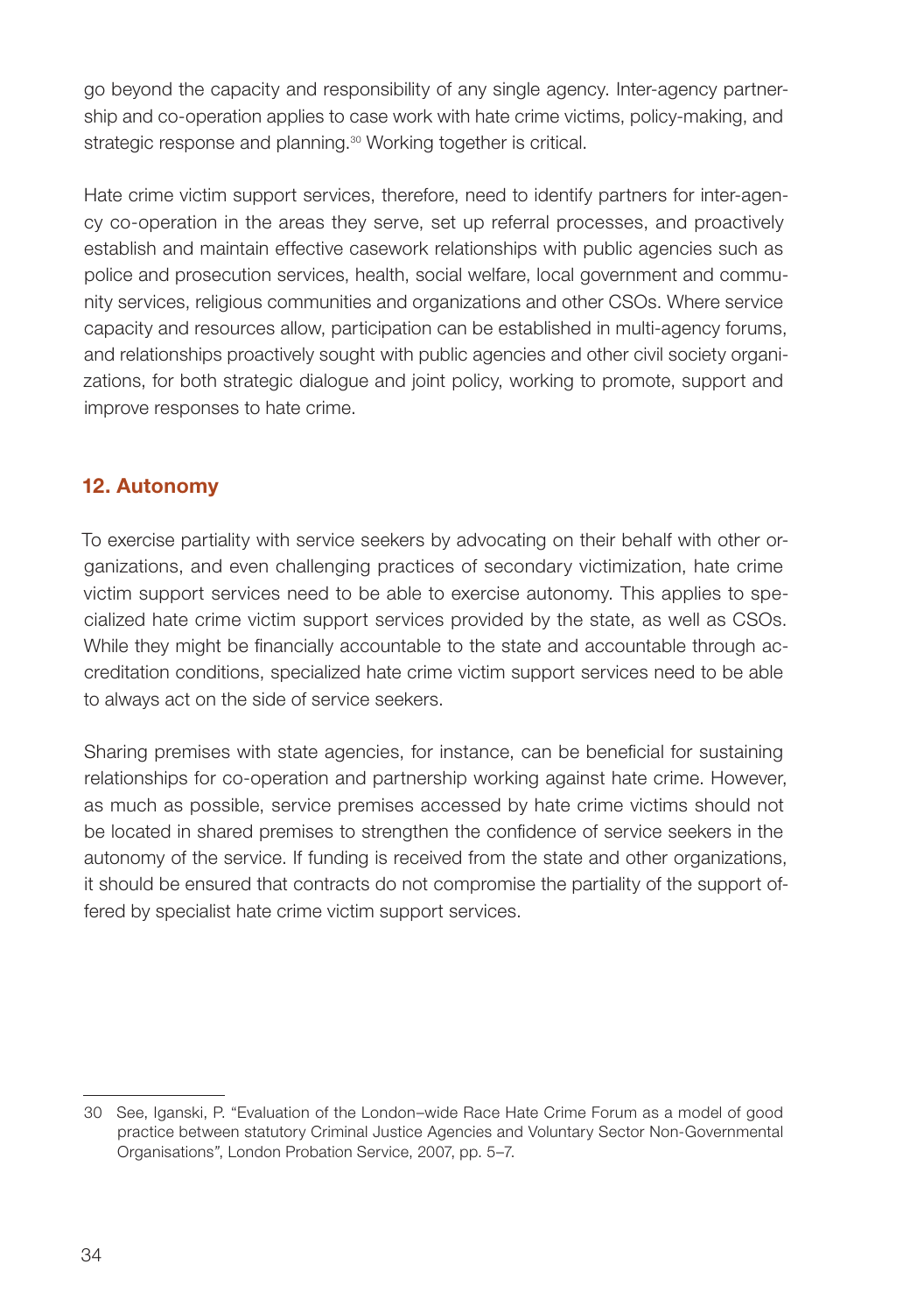go beyond the capacity and responsibility of any single agency. Inter-agency partnership and co-operation applies to case work with hate crime victims, policy-making, and strategic response and planning.[30] Working together is critical.

Hate crime victim support services, therefore, need to identify partners for inter-agency co-operation in the areas they serve, set up referral processes, and proactively establish and maintain effective casework relationships with public agencies such as police and prosecution services, health, social welfare, local government and community services, religious communities and organizations and other CSOs. Where service capacity and resources allow, participation can be established in multi-agency forums, and relationships proactively sought with public agencies and other civil society organizations, for both strategic dialogue and joint policy, working to promote, support and improve responses to hate crime.

## 12. Autonomy

To exercise partiality with service seekers by advocating on their behalf with other organizations, and even challenging practices of secondary victimization, hate crime victim support services need to be able to exercise autonomy. This applies to specialized hate crime victim support services provided by the state, as well as CSOs. While they might be financially accountable to the state and accountable through accreditation conditions, specialized hate crime victim support services need to be able to always act on the side of service seekers.

Sharing premises with state agencies, for instance, can be beneficial for sustaining relationships for co-operation and partnership working against hate crime. However, as much as possible, service premises accessed by hate crime victims should not be located in shared premises to strengthen the confidence of service seekers in the autonomy of the service. If funding is received from the state and other organizations, it should be ensured that contracts do not compromise the partiality of the support offered by specialist hate crime victim support services.

---

30 See, Iganski, P. "Evaluation of the London–wide Race Hate Crime Forum as a model of good practice between statutory Criminal Justice Agencies and Voluntary Sector Non-Governmental Organisations", London Probation Service, 2007, pp. 5–7.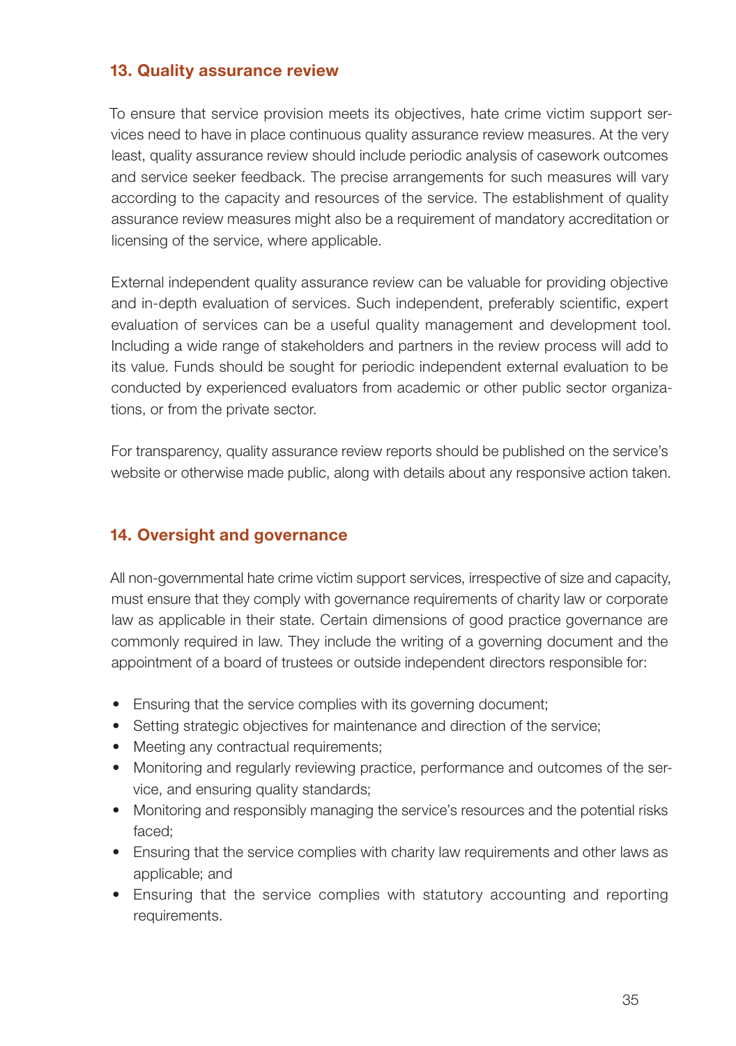## 13. Quality assurance review

To ensure that service provision meets its objectives, hate crime victim support services need to have in place continuous quality assurance review measures. At the very least, quality assurance review should include periodic analysis of casework outcomes and service seeker feedback. The precise arrangements for such measures will vary according to the capacity and resources of the service. The establishment of quality assurance review measures might also be a requirement of mandatory accreditation or licensing of the service, where applicable.

External independent quality assurance review can be valuable for providing objective and in-depth evaluation of services. Such independent, preferably scientific, expert evaluation of services can be a useful quality management and development tool. Including a wide range of stakeholders and partners in the review process will add to its value. Funds should be sought for periodic independent external evaluation to be conducted by experienced evaluators from academic or other public sector organizations, or from the private sector.

For transparency, quality assurance review reports should be published on the service's website or otherwise made public, along with details about any responsive action taken.

## 14. Oversight and governance

All non-governmental hate crime victim support services, irrespective of size and capacity, must ensure that they comply with governance requirements of charity law or corporate law as applicable in their state. Certain dimensions of good practice governance are commonly required in law. They include the writing of a governing document and the appointment of a board of trustees or outside independent directors responsible for:

- Ensuring that the service complies with its governing document;
- Setting strategic objectives for maintenance and direction of the service;
- Meeting any contractual requirements;
- Monitoring and regularly reviewing practice, performance and outcomes of the service, and ensuring quality standards;
- Monitoring and responsibly managing the service's resources and the potential risks faced;
- Ensuring that the service complies with charity law requirements and other laws as applicable; and
- Ensuring that the service complies with statutory accounting and reporting requirements.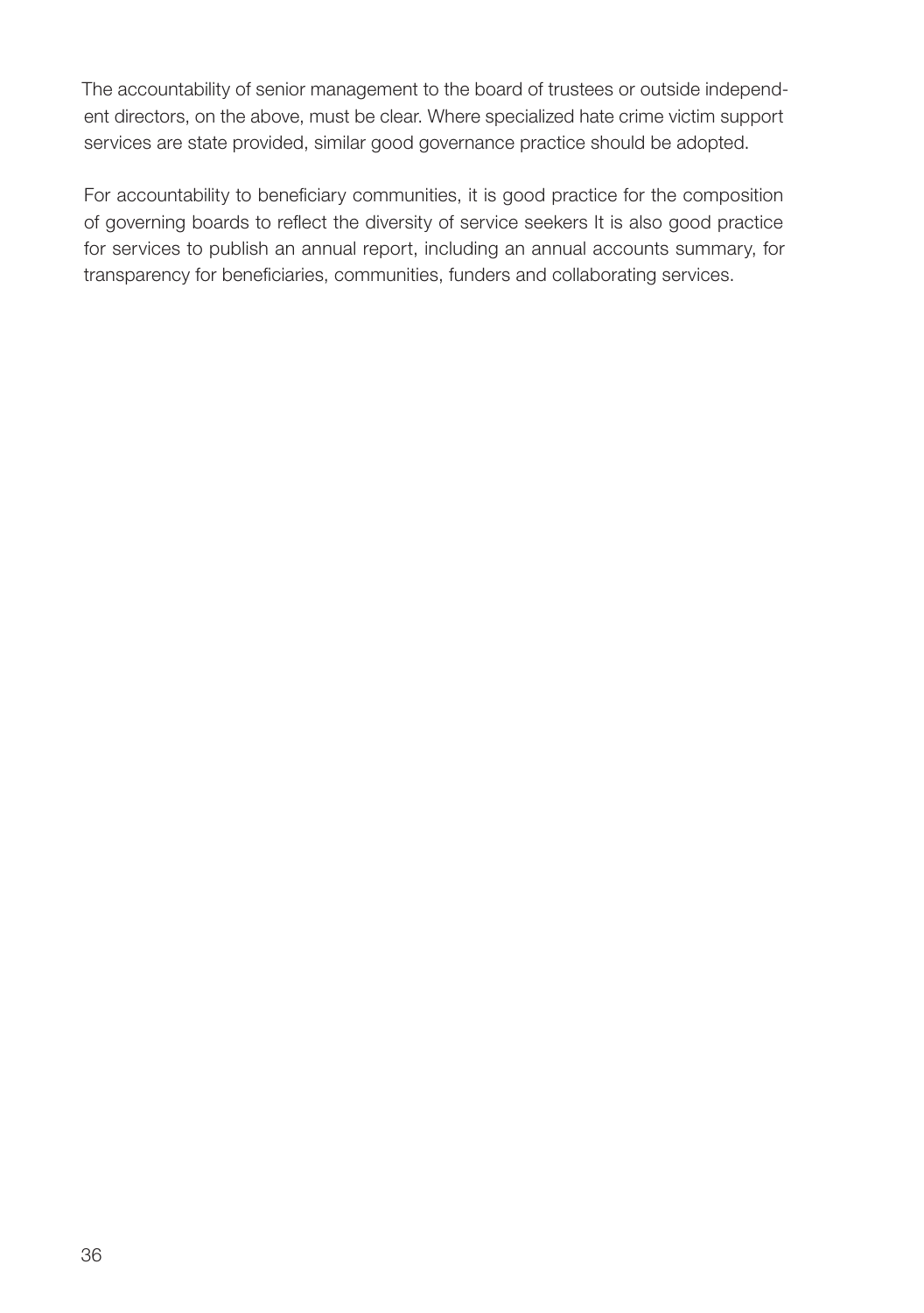The accountability of senior management to the board of trustees or outside independent directors, on the above, must be clear. Where specialized hate crime victim support services are state provided, similar good governance practice should be adopted.

For accountability to beneficiary communities, it is good practice for the composition of governing boards to reflect the diversity of service seekers It is also good practice for services to publish an annual report, including an annual accounts summary, for transparency for beneficiaries, communities, funders and collaborating services.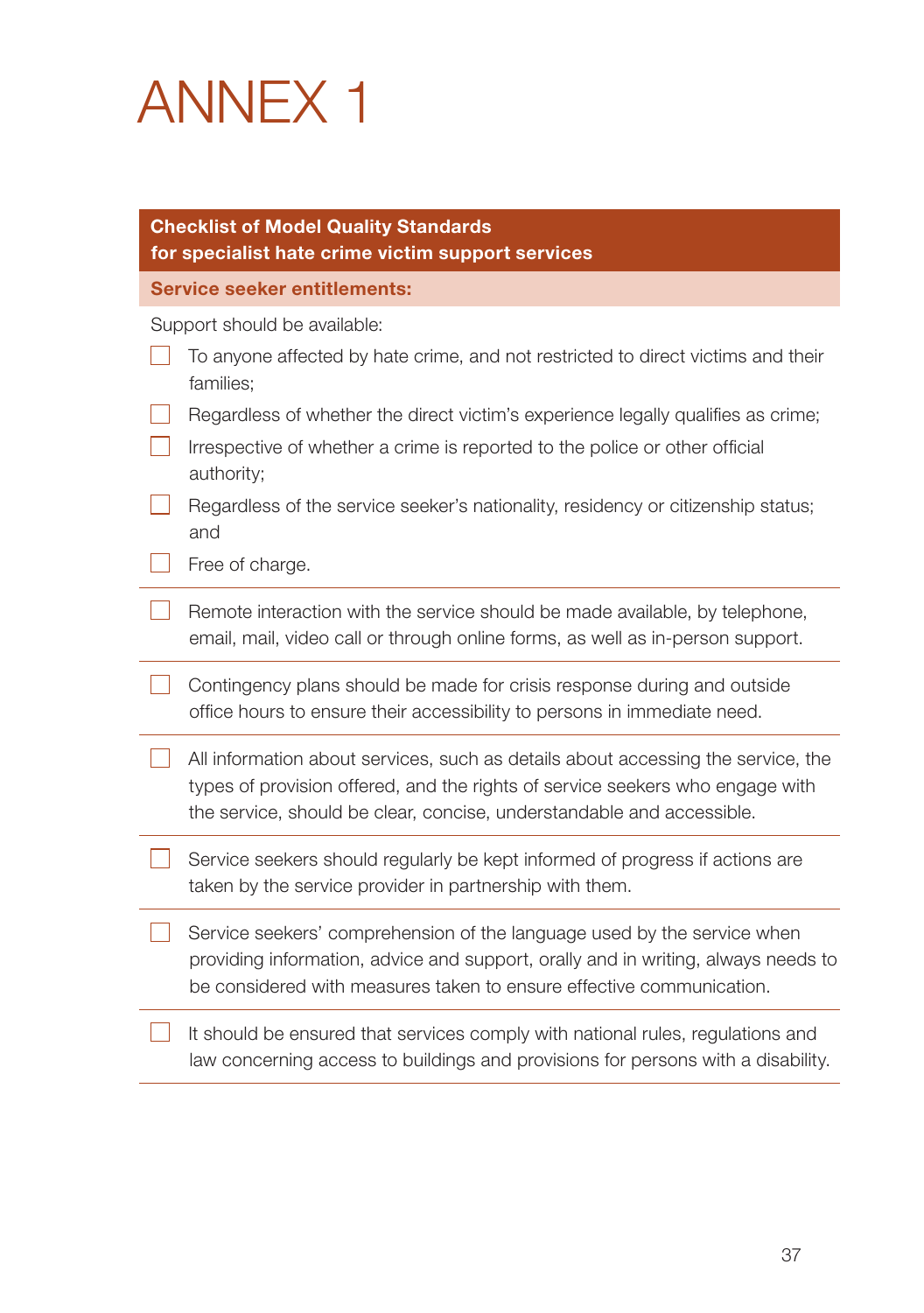# ANNEX 1

**Checklist of Model Quality Standards for specialist hate crime victim support services**

**Service seeker entitlements:**

Support should be available:

- [ ] To anyone affected by hate crime, and not restricted to direct victims and their families;
- [ ] Regardless of whether the direct victim's experience legally qualifies as crime;
- [ ] Irrespective of whether a crime is reported to the police or other official authority;
- [ ] Regardless of the service seeker's nationality, residency or citizenship status; and
- [ ] Free of charge.

---

- [ ] Remote interaction with the service should be made available, by telephone, email, mail, video call or through online forms, as well as in-person support.

---

- [ ] Contingency plans should be made for crisis response during and outside office hours to ensure their accessibility to persons in immediate need.

---

- [ ] All information about services, such as details about accessing the service, the types of provision offered, and the rights of service seekers who engage with the service, should be clear, concise, understandable and accessible.

---

- [ ] Service seekers should regularly be kept informed of progress if actions are taken by the service provider in partnership with them.

---

- [ ] Service seekers' comprehension of the language used by the service when providing information, advice and support, orally and in writing, always needs to be considered with measures taken to ensure effective communication.

---

- [ ] It should be ensured that services comply with national rules, regulations and law concerning access to buildings and provisions for persons with a disability.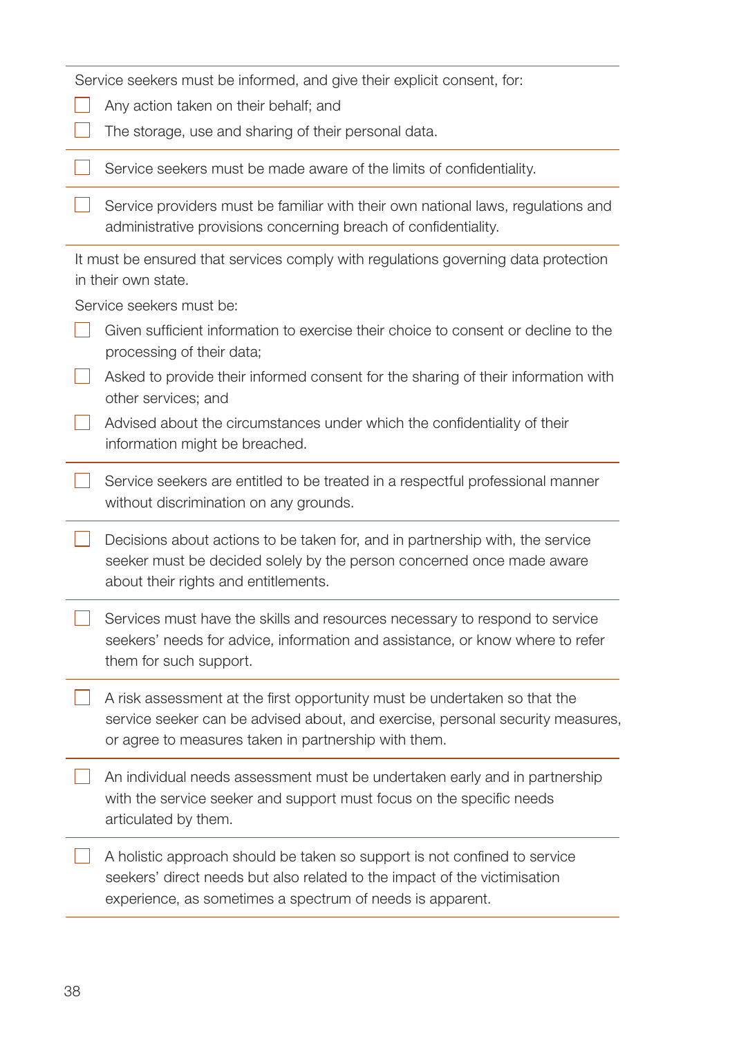Service seekers must be informed, and give their explicit consent, for:

- [ ] Any action taken on their behalf; and
- [ ] The storage, use and sharing of their personal data.

---

- [ ] Service seekers must be made aware of the limits of confidentiality.

---

- [ ] Service providers must be familiar with their own national laws, regulations and administrative provisions concerning breach of confidentiality.

---

It must be ensured that services comply with regulations governing data protection in their own state.

Service seekers must be:

- [ ] Given sufficient information to exercise their choice to consent or decline to the processing of their data;
- [ ] Asked to provide their informed consent for the sharing of their information with other services; and
- [ ] Advised about the circumstances under which the confidentiality of their information might be breached.

---

- [ ] Service seekers are entitled to be treated in a respectful professional manner without discrimination on any grounds.

---

- [ ] Decisions about actions to be taken for, and in partnership with, the service seeker must be decided solely by the person concerned once made aware about their rights and entitlements.

---

- [ ] Services must have the skills and resources necessary to respond to service seekers' needs for advice, information and assistance, or know where to refer them for such support.

---

- [ ] A risk assessment at the first opportunity must be undertaken so that the service seeker can be advised about, and exercise, personal security measures, or agree to measures taken in partnership with them.

---

- [ ] An individual needs assessment must be undertaken early and in partnership with the service seeker and support must focus on the specific needs articulated by them.

---

- [ ] A holistic approach should be taken so support is not confined to service seekers' direct needs but also related to the impact of the victimisation experience, as sometimes a spectrum of needs is apparent.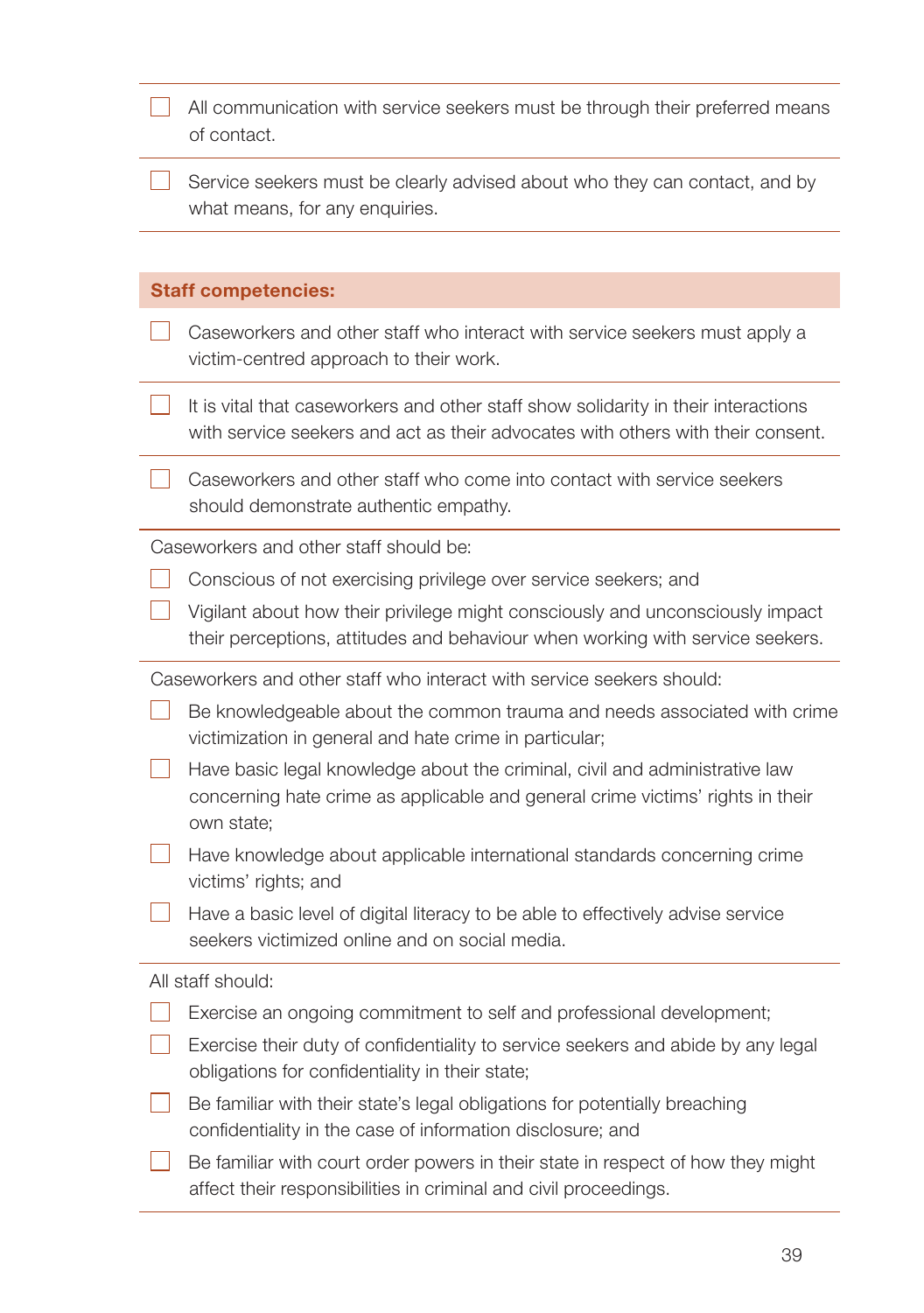- [ ] All communication with service seekers must be through their preferred means of contact.
- [ ] Service seekers must be clearly advised about who they can contact, and by what means, for any enquiries.

**Staff competencies:**

- [ ] Caseworkers and other staff who interact with service seekers must apply a victim-centred approach to their work.
- [ ] It is vital that caseworkers and other staff show solidarity in their interactions with service seekers and act as their advocates with others with their consent.
- [ ] Caseworkers and other staff who come into contact with service seekers should demonstrate authentic empathy.

Caseworkers and other staff should be:

- [ ] Conscious of not exercising privilege over service seekers; and
- [ ] Vigilant about how their privilege might consciously and unconsciously impact their perceptions, attitudes and behaviour when working with service seekers.

Caseworkers and other staff who interact with service seekers should:

- [ ] Be knowledgeable about the common trauma and needs associated with crime victimization in general and hate crime in particular;
- [ ] Have basic legal knowledge about the criminal, civil and administrative law concerning hate crime as applicable and general crime victims' rights in their own state;
- [ ] Have knowledge about applicable international standards concerning crime victims' rights; and
- [ ] Have a basic level of digital literacy to be able to effectively advise service seekers victimized online and on social media.

All staff should:

- [ ] Exercise an ongoing commitment to self and professional development;
- [ ] Exercise their duty of confidentiality to service seekers and abide by any legal obligations for confidentiality in their state;
- [ ] Be familiar with their state's legal obligations for potentially breaching confidentiality in the case of information disclosure; and
- [ ] Be familiar with court order powers in their state in respect of how they might affect their responsibilities in criminal and civil proceedings.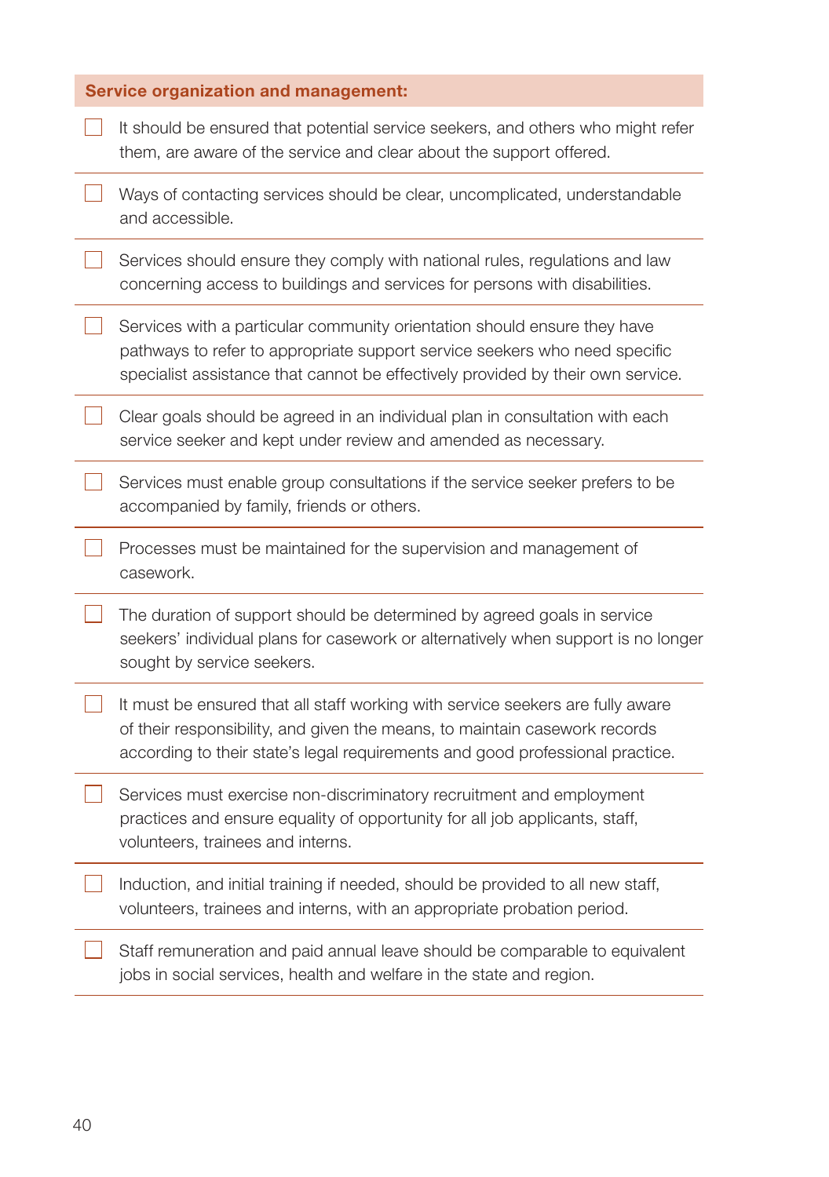**Service organization and management:**

- [ ] It should be ensured that potential service seekers, and others who might refer them, are aware of the service and clear about the support offered.
- [ ] Ways of contacting services should be clear, uncomplicated, understandable and accessible.
- [ ] Services should ensure they comply with national rules, regulations and law concerning access to buildings and services for persons with disabilities.
- [ ] Services with a particular community orientation should ensure they have pathways to refer to appropriate support service seekers who need specific specialist assistance that cannot be effectively provided by their own service.
- [ ] Clear goals should be agreed in an individual plan in consultation with each service seeker and kept under review and amended as necessary.
- [ ] Services must enable group consultations if the service seeker prefers to be accompanied by family, friends or others.
- [ ] Processes must be maintained for the supervision and management of casework.
- [ ] The duration of support should be determined by agreed goals in service seekers' individual plans for casework or alternatively when support is no longer sought by service seekers.
- [ ] It must be ensured that all staff working with service seekers are fully aware of their responsibility, and given the means, to maintain casework records according to their state's legal requirements and good professional practice.
- [ ] Services must exercise non-discriminatory recruitment and employment practices and ensure equality of opportunity for all job applicants, staff, volunteers, trainees and interns.
- [ ] Induction, and initial training if needed, should be provided to all new staff, volunteers, trainees and interns, with an appropriate probation period.
- [ ] Staff remuneration and paid annual leave should be comparable to equivalent jobs in social services, health and welfare in the state and region.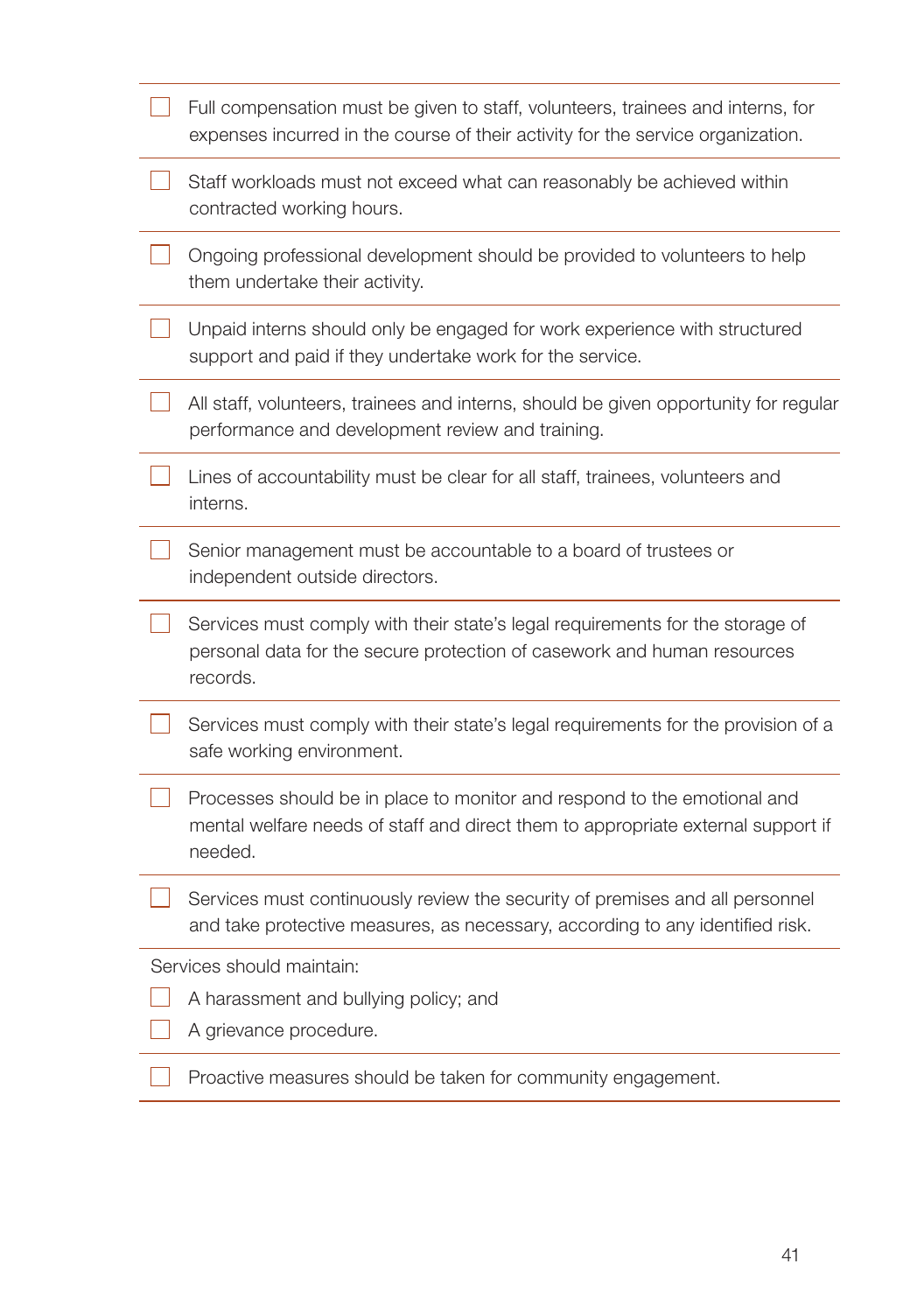- [ ] Full compensation must be given to staff, volunteers, trainees and interns, for expenses incurred in the course of their activity for the service organization.

- [ ] Staff workloads must not exceed what can reasonably be achieved within contracted working hours.

- [ ] Ongoing professional development should be provided to volunteers to help them undertake their activity.

- [ ] Unpaid interns should only be engaged for work experience with structured support and paid if they undertake work for the service.

- [ ] All staff, volunteers, trainees and interns, should be given opportunity for regular performance and development review and training.

- [ ] Lines of accountability must be clear for all staff, trainees, volunteers and interns.

- [ ] Senior management must be accountable to a board of trustees or independent outside directors.

- [ ] Services must comply with their state's legal requirements for the storage of personal data for the secure protection of casework and human resources records.

- [ ] Services must comply with their state's legal requirements for the provision of a safe working environment.

- [ ] Processes should be in place to monitor and respond to the emotional and mental welfare needs of staff and direct them to appropriate external support if needed.

- [ ] Services must continuously review the security of premises and all personnel and take protective measures, as necessary, according to any identified risk.

Services should maintain:

- [ ] A harassment and bullying policy; and
- [ ] A grievance procedure.

- [ ] Proactive measures should be taken for community engagement.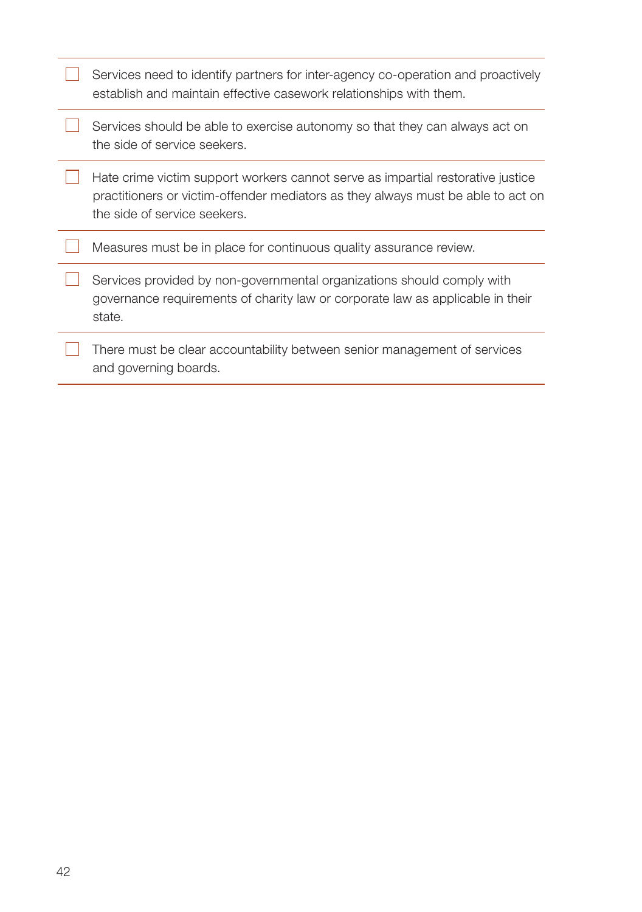- [ ] Services need to identify partners for inter-agency co-operation and proactively establish and maintain effective casework relationships with them.
- [ ] Services should be able to exercise autonomy so that they can always act on the side of service seekers.
- [ ] Hate crime victim support workers cannot serve as impartial restorative justice practitioners or victim-offender mediators as they always must be able to act on the side of service seekers.
- [ ] Measures must be in place for continuous quality assurance review.
- [ ] Services provided by non-governmental organizations should comply with governance requirements of charity law or corporate law as applicable in their state.
- [ ] There must be clear accountability between senior management of services and governing boards.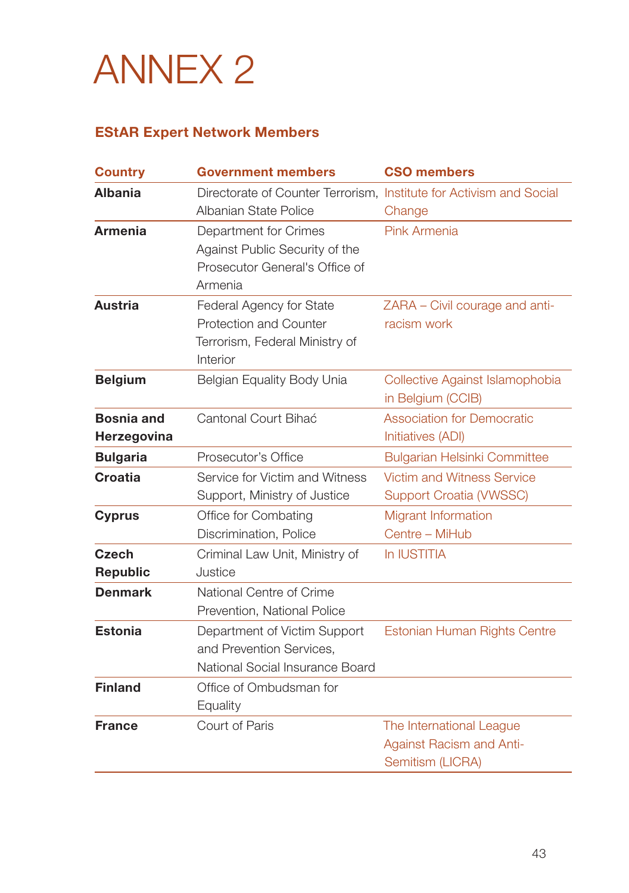# ANNEX 2

## EStAR Expert Network Members

| Country | Government members | CSO members |
|---|---|---|
| **Albania** | Directorate of Counter Terrorism, Albanian State Police | Institute for Activism and Social Change |
| **Armenia** | Department for Crimes Against Public Security of the Prosecutor General's Office of Armenia | Pink Armenia |
| **Austria** | Federal Agency for State Protection and Counter Terrorism, Federal Ministry of Interior | ZARA – Civil courage and anti-racism work |
| **Belgium** | Belgian Equality Body Unia | Collective Against Islamophobia in Belgium (CCIB) |
| **Bosnia and Herzegovina** | Cantonal Court Bihać | Association for Democratic Initiatives (ADI) |
| **Bulgaria** | Prosecutor's Office | Bulgarian Helsinki Committee |
| **Croatia** | Service for Victim and Witness Support, Ministry of Justice | Victim and Witness Service Support Croatia (VWSSC) |
| **Cyprus** | Office for Combating Discrimination, Police | Migrant Information Centre – MiHub |
| **Czech Republic** | Criminal Law Unit, Ministry of Justice | In IUSTITIA |
| **Denmark** | National Centre of Crime Prevention, National Police | |
| **Estonia** | Department of Victim Support and Prevention Services, National Social Insurance Board | Estonian Human Rights Centre |
| **Finland** | Office of Ombudsman for Equality | |
| **France** | Court of Paris | The International League Against Racism and Anti-Semitism (LICRA) |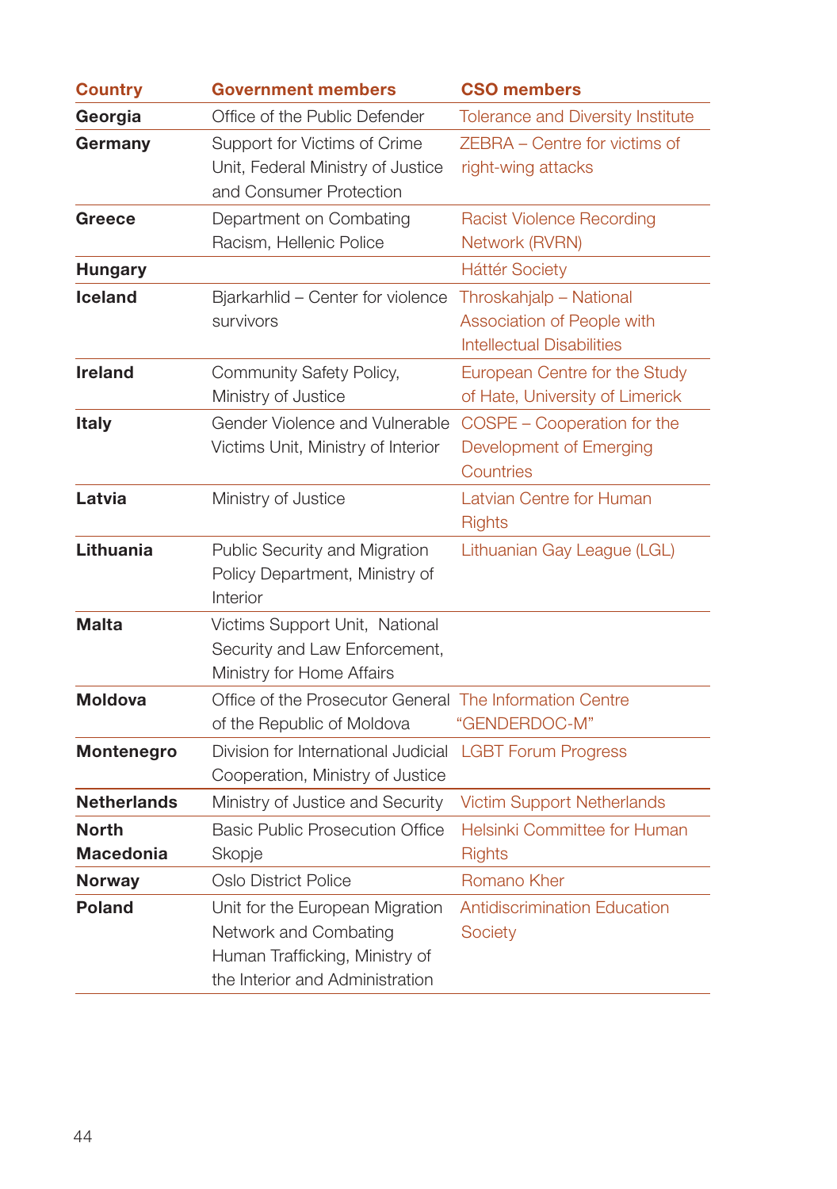| Country | Government members | CSO members |
|---|---|---|
| **Georgia** | Office of the Public Defender | Tolerance and Diversity Institute |
| **Germany** | Support for Victims of Crime Unit, Federal Ministry of Justice and Consumer Protection | ZEBRA – Centre for victims of right-wing attacks |
| **Greece** | Department on Combating Racism, Hellenic Police | Racist Violence Recording Network (RVRN) |
| **Hungary** | | Háttér Society |
| **Iceland** | Bjarkarhlid – Center for violence survivors | Throskahjalp – National Association of People with Intellectual Disabilities |
| **Ireland** | Community Safety Policy, Ministry of Justice | European Centre for the Study of Hate, University of Limerick |
| **Italy** | Gender Violence and Vulnerable Victims Unit, Ministry of Interior | COSPE – Cooperation for the Development of Emerging Countries |
| **Latvia** | Ministry of Justice | Latvian Centre for Human Rights |
| **Lithuania** | Public Security and Migration Policy Department, Ministry of Interior | Lithuanian Gay League (LGL) |
| **Malta** | Victims Support Unit, National Security and Law Enforcement, Ministry for Home Affairs | |
| **Moldova** | Office of the Prosecutor General of the Republic of Moldova | The Information Centre "GENDERDOC-M" |
| **Montenegro** | Division for International Judicial Cooperation, Ministry of Justice | LGBT Forum Progress |
| **Netherlands** | Ministry of Justice and Security | Victim Support Netherlands |
| **North Macedonia** | Basic Public Prosecution Office Skopje | Helsinki Committee for Human Rights |
| **Norway** | Oslo District Police | Romano Kher |
| **Poland** | Unit for the European Migration Network and Combating Human Trafficking, Ministry of the Interior and Administration | Antidiscrimination Education Society |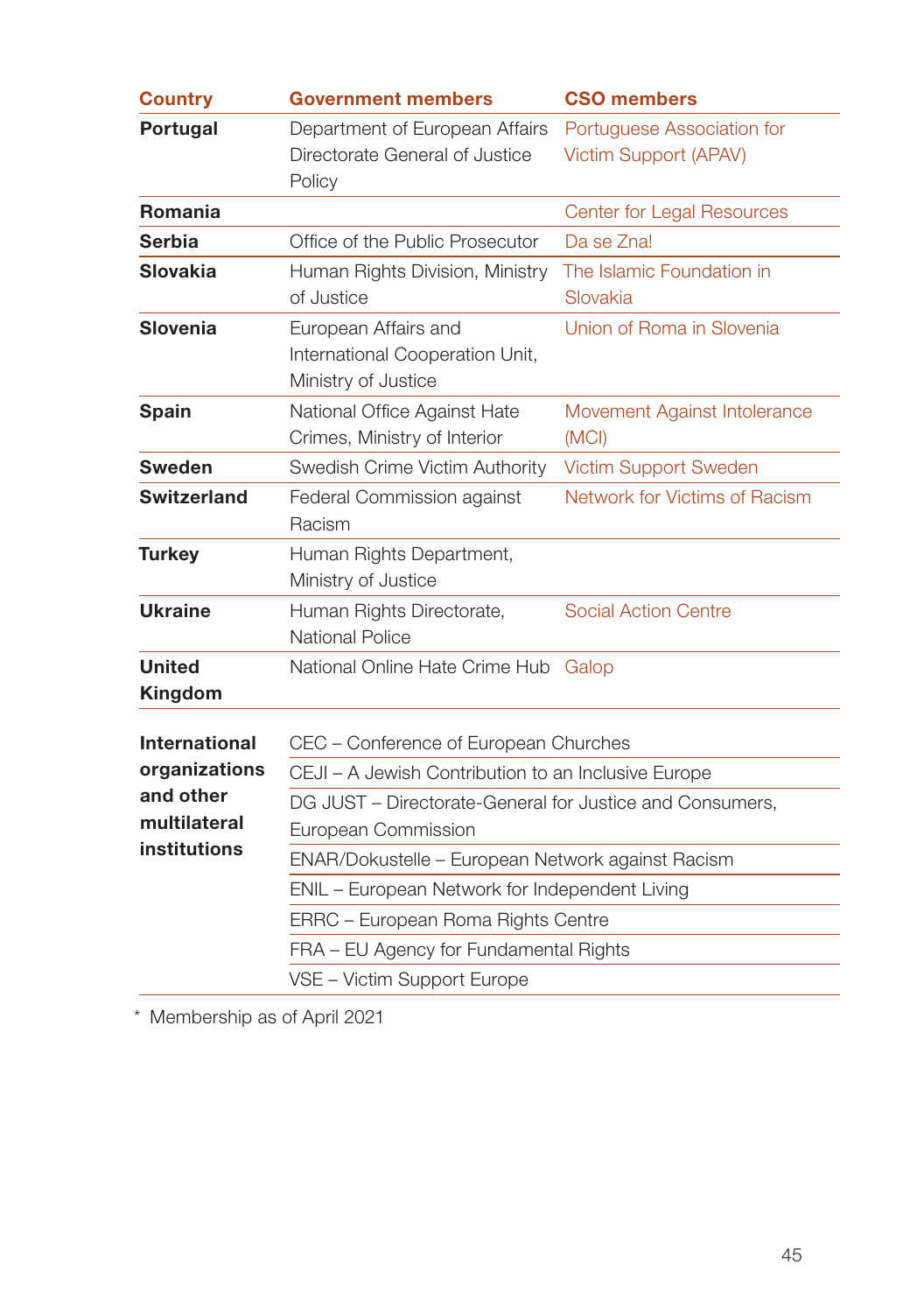| Country | Government members | CSO members |
|---|---|---|
| **Portugal** | Department of European Affairs Directorate General of Justice Policy | Portuguese Association for Victim Support (APAV) |
| **Romania** | | Center for Legal Resources |
| **Serbia** | Office of the Public Prosecutor | Da se Zna! |
| **Slovakia** | Human Rights Division, Ministry of Justice | The Islamic Foundation in Slovakia |
| **Slovenia** | European Affairs and International Cooperation Unit, Ministry of Justice | Union of Roma in Slovenia |
| **Spain** | National Office Against Hate Crimes, Ministry of Interior | Movement Against Intolerance (MCI) |
| **Sweden** | Swedish Crime Victim Authority | Victim Support Sweden |
| **Switzerland** | Federal Commission against Racism | Network for Victims of Racism |
| **Turkey** | Human Rights Department, Ministry of Justice | |
| **Ukraine** | Human Rights Directorate, National Police | Social Action Centre |
| **United Kingdom** | National Online Hate Crime Hub | Galop |

| | |
|---|---|
| **International organizations and other multilateral institutions** | CEC – Conference of European Churches |
| | CEJI – A Jewish Contribution to an Inclusive Europe |
| | DG JUST – Directorate-General for Justice and Consumers, European Commission |
| | ENAR/Dokustelle – European Network against Racism |
| | ENIL – European Network for Independent Living |
| | ERRC – European Roma Rights Centre |
| | FRA – EU Agency for Fundamental Rights |
| | VSE – Victim Support Europe |

* Membership as of April 2021